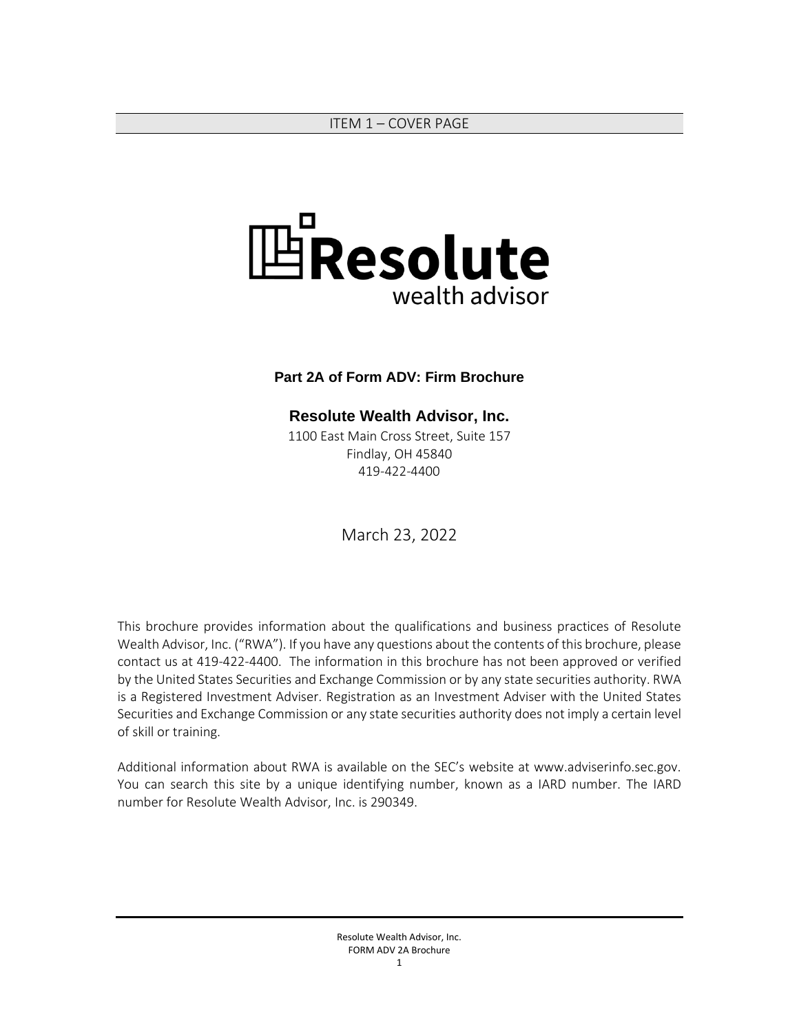## ITEM 1 – COVER PAGE

Resolute
wealth advisor

**Part 2A of Form ADV: Firm Brochure**

**Resolute Wealth Advisor, Inc.**

1100 East Main Cross Street, Suite 157
Findlay, OH 45840
419-422-4400

March 23, 2022

This brochure provides information about the qualifications and business practices of Resolute Wealth Advisor, Inc. ("RWA"). If you have any questions about the contents of this brochure, please contact us at 419-422-4400. The information in this brochure has not been approved or verified by the United States Securities and Exchange Commission or by any state securities authority. RWA is a Registered Investment Adviser. Registration as an Investment Adviser with the United States Securities and Exchange Commission or any state securities authority does not imply a certain level of skill or training.

Additional information about RWA is available on the SEC's website at www.adviserinfo.sec.gov. You can search this site by a unique identifying number, known as a IARD number. The IARD number for Resolute Wealth Advisor, Inc. is 290349.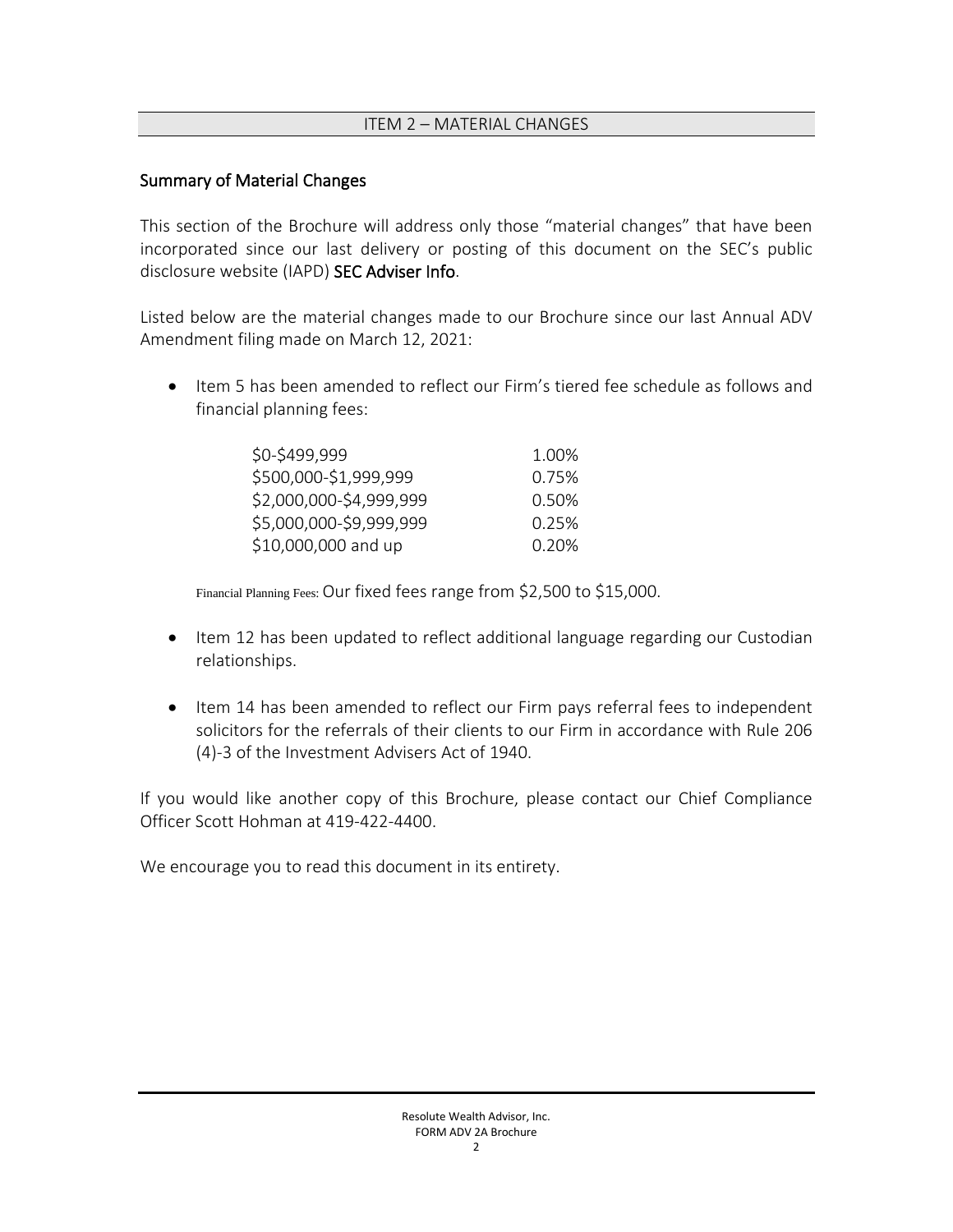## ITEM 2 – MATERIAL CHANGES

### Summary of Material Changes

This section of the Brochure will address only those "material changes" that have been incorporated since our last delivery or posting of this document on the SEC's public disclosure website (IAPD) **SEC Adviser Info**.

Listed below are the material changes made to our Brochure since our last Annual ADV Amendment filing made on March 12, 2021:

- Item 5 has been amended to reflect our Firm's tiered fee schedule as follows and financial planning fees:

| | |
|---|---|
| \$0-\$499,999 | 1.00% |
| \$500,000-\$1,999,999 | 0.75% |
| \$2,000,000-\$4,999,999 | 0.50% |
| \$5,000,000-\$9,999,999 | 0.25% |
| \$10,000,000 and up | 0.20% |

  Financial Planning Fees: Our fixed fees range from \$2,500 to \$15,000.

- Item 12 has been updated to reflect additional language regarding our Custodian relationships.

- Item 14 has been amended to reflect our Firm pays referral fees to independent solicitors for the referrals of their clients to our Firm in accordance with Rule 206 (4)-3 of the Investment Advisers Act of 1940.

If you would like another copy of this Brochure, please contact our Chief Compliance Officer Scott Hohman at 419-422-4400.

We encourage you to read this document in its entirety.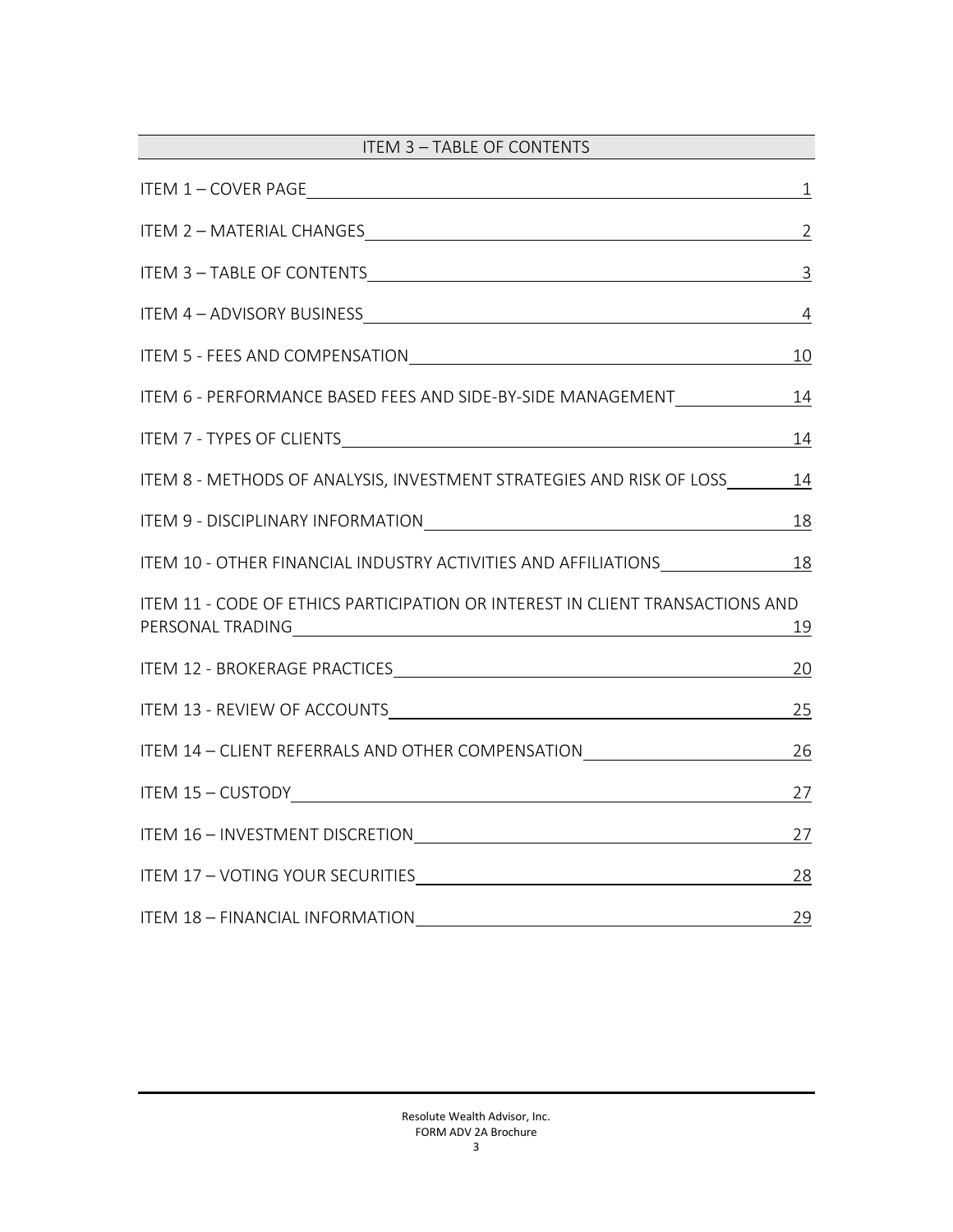## ITEM 3 – TABLE OF CONTENTS

| Item | Page |
| --- | --- |
| ITEM 1 – COVER PAGE | 1 |
| ITEM 2 – MATERIAL CHANGES | 2 |
| ITEM 3 – TABLE OF CONTENTS | 3 |
| ITEM 4 – ADVISORY BUSINESS | 4 |
| ITEM 5 - FEES AND COMPENSATION | 10 |
| ITEM 6 - PERFORMANCE BASED FEES AND SIDE-BY-SIDE MANAGEMENT | 14 |
| ITEM 7 - TYPES OF CLIENTS | 14 |
| ITEM 8 - METHODS OF ANALYSIS, INVESTMENT STRATEGIES AND RISK OF LOSS | 14 |
| ITEM 9 - DISCIPLINARY INFORMATION | 18 |
| ITEM 10 - OTHER FINANCIAL INDUSTRY ACTIVITIES AND AFFILIATIONS | 18 |
| ITEM 11 - CODE OF ETHICS PARTICIPATION OR INTEREST IN CLIENT TRANSACTIONS AND PERSONAL TRADING | 19 |
| ITEM 12 - BROKERAGE PRACTICES | 20 |
| ITEM 13 - REVIEW OF ACCOUNTS | 25 |
| ITEM 14 – CLIENT REFERRALS AND OTHER COMPENSATION | 26 |
| ITEM 15 – CUSTODY | 27 |
| ITEM 16 – INVESTMENT DISCRETION | 27 |
| ITEM 17 – VOTING YOUR SECURITIES | 28 |
| ITEM 18 – FINANCIAL INFORMATION | 29 |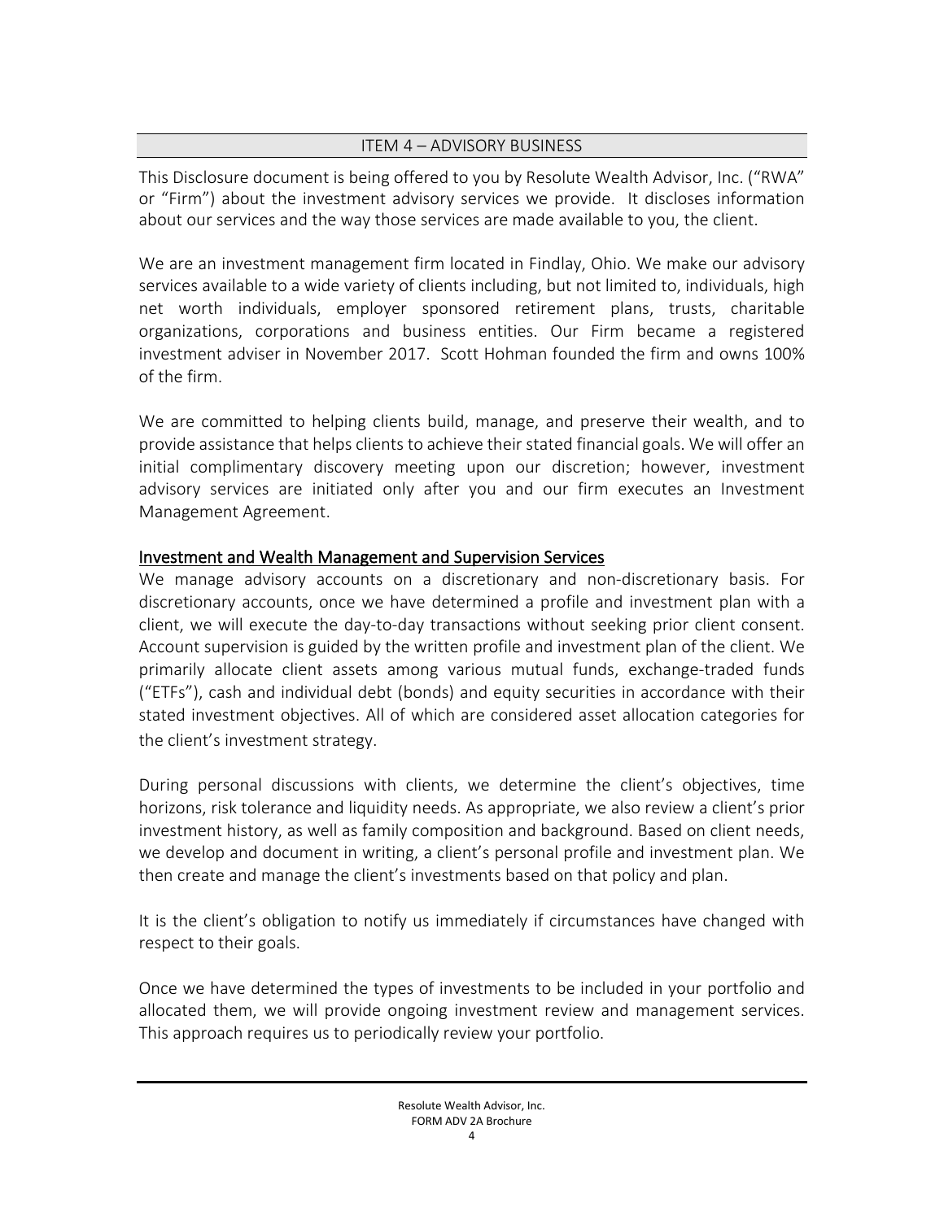## ITEM 4 – ADVISORY BUSINESS

This Disclosure document is being offered to you by Resolute Wealth Advisor, Inc. ("RWA" or "Firm") about the investment advisory services we provide. It discloses information about our services and the way those services are made available to you, the client.

We are an investment management firm located in Findlay, Ohio. We make our advisory services available to a wide variety of clients including, but not limited to, individuals, high net worth individuals, employer sponsored retirement plans, trusts, charitable organizations, corporations and business entities. Our Firm became a registered investment adviser in November 2017. Scott Hohman founded the firm and owns 100% of the firm.

We are committed to helping clients build, manage, and preserve their wealth, and to provide assistance that helps clients to achieve their stated financial goals. We will offer an initial complimentary discovery meeting upon our discretion; however, investment advisory services are initiated only after you and our firm executes an Investment Management Agreement.

### Investment and Wealth Management and Supervision Services

We manage advisory accounts on a discretionary and non-discretionary basis. For discretionary accounts, once we have determined a profile and investment plan with a client, we will execute the day-to-day transactions without seeking prior client consent. Account supervision is guided by the written profile and investment plan of the client. We primarily allocate client assets among various mutual funds, exchange-traded funds ("ETFs"), cash and individual debt (bonds) and equity securities in accordance with their stated investment objectives. All of which are considered asset allocation categories for the client's investment strategy.

During personal discussions with clients, we determine the client's objectives, time horizons, risk tolerance and liquidity needs. As appropriate, we also review a client's prior investment history, as well as family composition and background. Based on client needs, we develop and document in writing, a client's personal profile and investment plan. We then create and manage the client's investments based on that policy and plan.

It is the client's obligation to notify us immediately if circumstances have changed with respect to their goals.

Once we have determined the types of investments to be included in your portfolio and allocated them, we will provide ongoing investment review and management services. This approach requires us to periodically review your portfolio.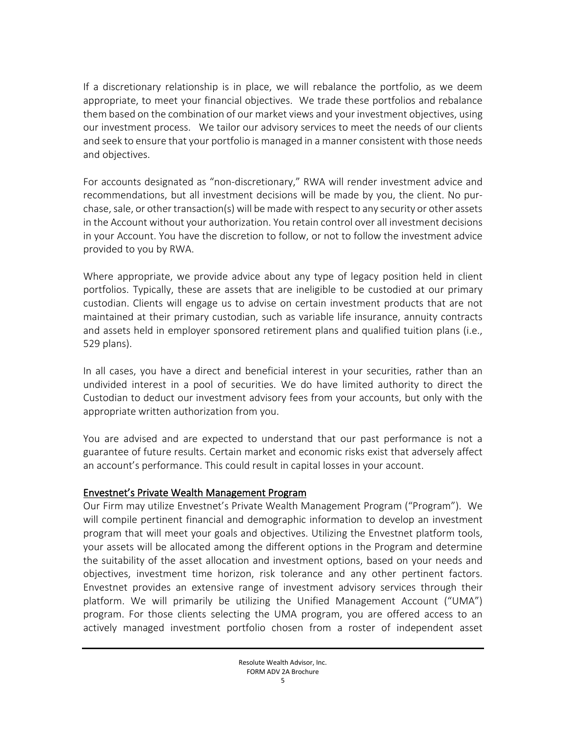If a discretionary relationship is in place, we will rebalance the portfolio, as we deem appropriate, to meet your financial objectives. We trade these portfolios and rebalance them based on the combination of our market views and your investment objectives, using our investment process. We tailor our advisory services to meet the needs of our clients and seek to ensure that your portfolio is managed in a manner consistent with those needs and objectives.

For accounts designated as "non-discretionary," RWA will render investment advice and recommendations, but all investment decisions will be made by you, the client. No purchase, sale, or other transaction(s) will be made with respect to any security or other assets in the Account without your authorization. You retain control over all investment decisions in your Account. You have the discretion to follow, or not to follow the investment advice provided to you by RWA.

Where appropriate, we provide advice about any type of legacy position held in client portfolios. Typically, these are assets that are ineligible to be custodied at our primary custodian. Clients will engage us to advise on certain investment products that are not maintained at their primary custodian, such as variable life insurance, annuity contracts and assets held in employer sponsored retirement plans and qualified tuition plans (i.e., 529 plans).

In all cases, you have a direct and beneficial interest in your securities, rather than an undivided interest in a pool of securities. We do have limited authority to direct the Custodian to deduct our investment advisory fees from your accounts, but only with the appropriate written authorization from you.

You are advised and are expected to understand that our past performance is not a guarantee of future results. Certain market and economic risks exist that adversely affect an account's performance. This could result in capital losses in your account.

### Envestnet's Private Wealth Management Program

Our Firm may utilize Envestnet's Private Wealth Management Program ("Program"). We will compile pertinent financial and demographic information to develop an investment program that will meet your goals and objectives. Utilizing the Envestnet platform tools, your assets will be allocated among the different options in the Program and determine the suitability of the asset allocation and investment options, based on your needs and objectives, investment time horizon, risk tolerance and any other pertinent factors. Envestnet provides an extensive range of investment advisory services through their platform. We will primarily be utilizing the Unified Management Account ("UMA") program. For those clients selecting the UMA program, you are offered access to an actively managed investment portfolio chosen from a roster of independent asset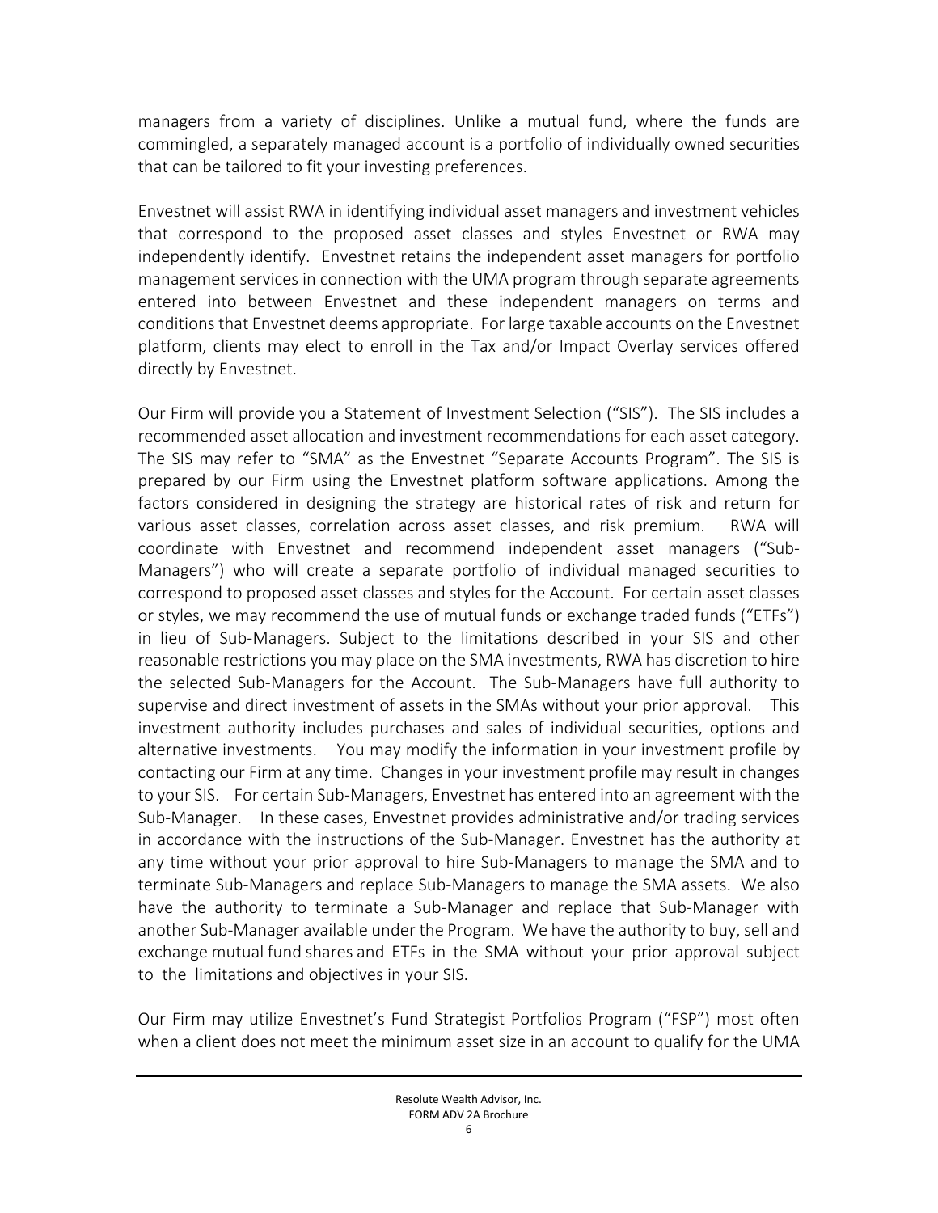managers from a variety of disciplines. Unlike a mutual fund, where the funds are commingled, a separately managed account is a portfolio of individually owned securities that can be tailored to fit your investing preferences.

Envestnet will assist RWA in identifying individual asset managers and investment vehicles that correspond to the proposed asset classes and styles Envestnet or RWA may independently identify. Envestnet retains the independent asset managers for portfolio management services in connection with the UMA program through separate agreements entered into between Envestnet and these independent managers on terms and conditions that Envestnet deems appropriate. For large taxable accounts on the Envestnet platform, clients may elect to enroll in the Tax and/or Impact Overlay services offered directly by Envestnet.

Our Firm will provide you a Statement of Investment Selection ("SIS"). The SIS includes a recommended asset allocation and investment recommendations for each asset category. The SIS may refer to "SMA" as the Envestnet "Separate Accounts Program". The SIS is prepared by our Firm using the Envestnet platform software applications. Among the factors considered in designing the strategy are historical rates of risk and return for various asset classes, correlation across asset classes, and risk premium. RWA will coordinate with Envestnet and recommend independent asset managers ("Sub-Managers") who will create a separate portfolio of individual managed securities to correspond to proposed asset classes and styles for the Account. For certain asset classes or styles, we may recommend the use of mutual funds or exchange traded funds ("ETFs") in lieu of Sub-Managers. Subject to the limitations described in your SIS and other reasonable restrictions you may place on the SMA investments, RWA has discretion to hire the selected Sub-Managers for the Account. The Sub-Managers have full authority to supervise and direct investment of assets in the SMAs without your prior approval. This investment authority includes purchases and sales of individual securities, options and alternative investments. You may modify the information in your investment profile by contacting our Firm at any time. Changes in your investment profile may result in changes to your SIS. For certain Sub-Managers, Envestnet has entered into an agreement with the Sub-Manager. In these cases, Envestnet provides administrative and/or trading services in accordance with the instructions of the Sub-Manager. Envestnet has the authority at any time without your prior approval to hire Sub-Managers to manage the SMA and to terminate Sub-Managers and replace Sub-Managers to manage the SMA assets. We also have the authority to terminate a Sub-Manager and replace that Sub-Manager with another Sub-Manager available under the Program. We have the authority to buy, sell and exchange mutual fund shares and ETFs in the SMA without your prior approval subject to the limitations and objectives in your SIS.

Our Firm may utilize Envestnet's Fund Strategist Portfolios Program ("FSP") most often when a client does not meet the minimum asset size in an account to qualify for the UMA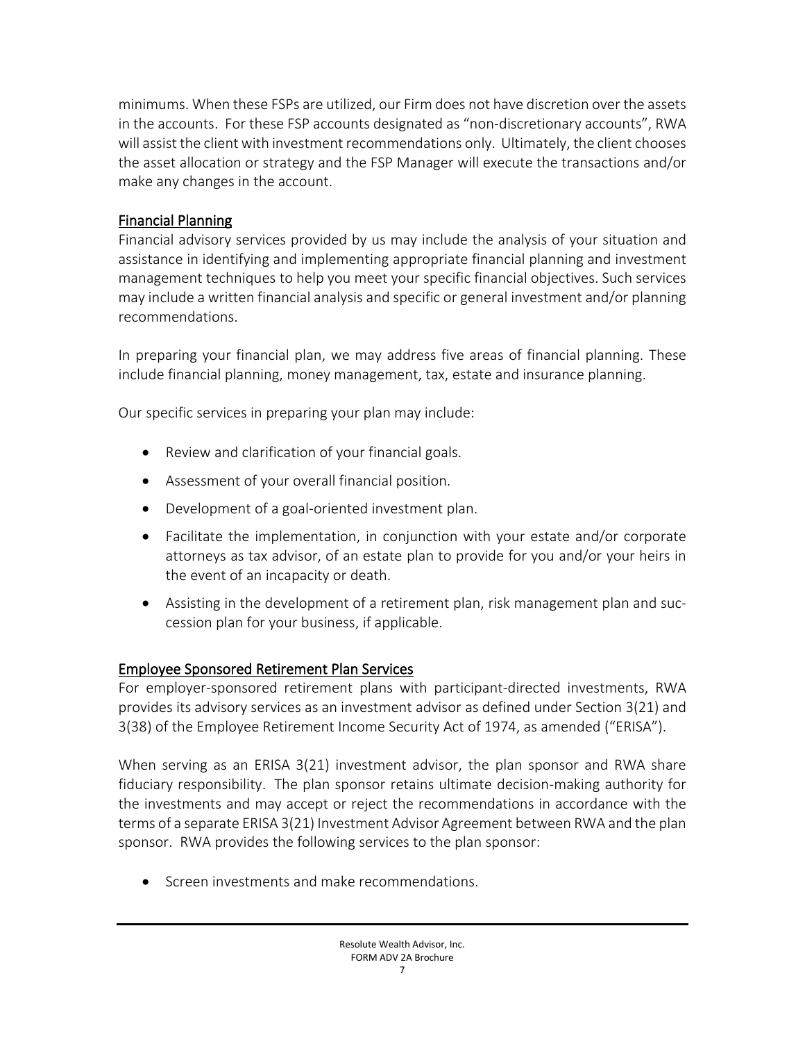minimums. When these FSPs are utilized, our Firm does not have discretion over the assets in the accounts. For these FSP accounts designated as "non-discretionary accounts", RWA will assist the client with investment recommendations only. Ultimately, the client chooses the asset allocation or strategy and the FSP Manager will execute the transactions and/or make any changes in the account.

## Financial Planning

Financial advisory services provided by us may include the analysis of your situation and assistance in identifying and implementing appropriate financial planning and investment management techniques to help you meet your specific financial objectives. Such services may include a written financial analysis and specific or general investment and/or planning recommendations.

In preparing your financial plan, we may address five areas of financial planning. These include financial planning, money management, tax, estate and insurance planning.

Our specific services in preparing your plan may include:

- Review and clarification of your financial goals.
- Assessment of your overall financial position.
- Development of a goal-oriented investment plan.
- Facilitate the implementation, in conjunction with your estate and/or corporate attorneys as tax advisor, of an estate plan to provide for you and/or your heirs in the event of an incapacity or death.
- Assisting in the development of a retirement plan, risk management plan and succession plan for your business, if applicable.

## Employee Sponsored Retirement Plan Services

For employer-sponsored retirement plans with participant-directed investments, RWA provides its advisory services as an investment advisor as defined under Section 3(21) and 3(38) of the Employee Retirement Income Security Act of 1974, as amended ("ERISA").

When serving as an ERISA 3(21) investment advisor, the plan sponsor and RWA share fiduciary responsibility. The plan sponsor retains ultimate decision-making authority for the investments and may accept or reject the recommendations in accordance with the terms of a separate ERISA 3(21) Investment Advisor Agreement between RWA and the plan sponsor. RWA provides the following services to the plan sponsor:

- Screen investments and make recommendations.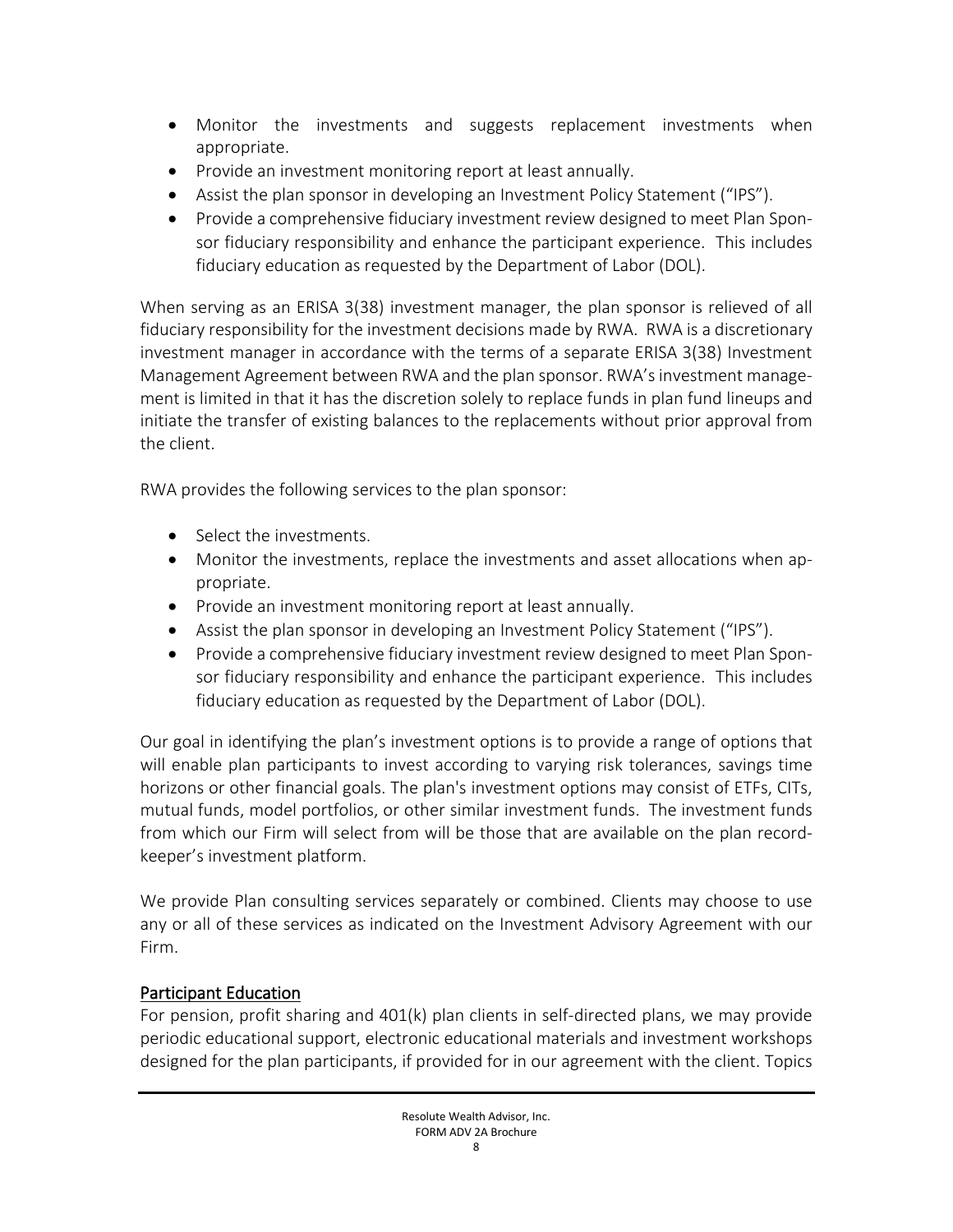- Monitor the investments and suggests replacement investments when appropriate.
- Provide an investment monitoring report at least annually.
- Assist the plan sponsor in developing an Investment Policy Statement ("IPS").
- Provide a comprehensive fiduciary investment review designed to meet Plan Sponsor fiduciary responsibility and enhance the participant experience. This includes fiduciary education as requested by the Department of Labor (DOL).

When serving as an ERISA 3(38) investment manager, the plan sponsor is relieved of all fiduciary responsibility for the investment decisions made by RWA. RWA is a discretionary investment manager in accordance with the terms of a separate ERISA 3(38) Investment Management Agreement between RWA and the plan sponsor. RWA's investment management is limited in that it has the discretion solely to replace funds in plan fund lineups and initiate the transfer of existing balances to the replacements without prior approval from the client.

RWA provides the following services to the plan sponsor:

- Select the investments.
- Monitor the investments, replace the investments and asset allocations when appropriate.
- Provide an investment monitoring report at least annually.
- Assist the plan sponsor in developing an Investment Policy Statement ("IPS").
- Provide a comprehensive fiduciary investment review designed to meet Plan Sponsor fiduciary responsibility and enhance the participant experience. This includes fiduciary education as requested by the Department of Labor (DOL).

Our goal in identifying the plan's investment options is to provide a range of options that will enable plan participants to invest according to varying risk tolerances, savings time horizons or other financial goals. The plan's investment options may consist of ETFs, CITs, mutual funds, model portfolios, or other similar investment funds. The investment funds from which our Firm will select from will be those that are available on the plan recordkeeper's investment platform.

We provide Plan consulting services separately or combined. Clients may choose to use any or all of these services as indicated on the Investment Advisory Agreement with our Firm.

## Participant Education

For pension, profit sharing and 401(k) plan clients in self-directed plans, we may provide periodic educational support, electronic educational materials and investment workshops designed for the plan participants, if provided for in our agreement with the client. Topics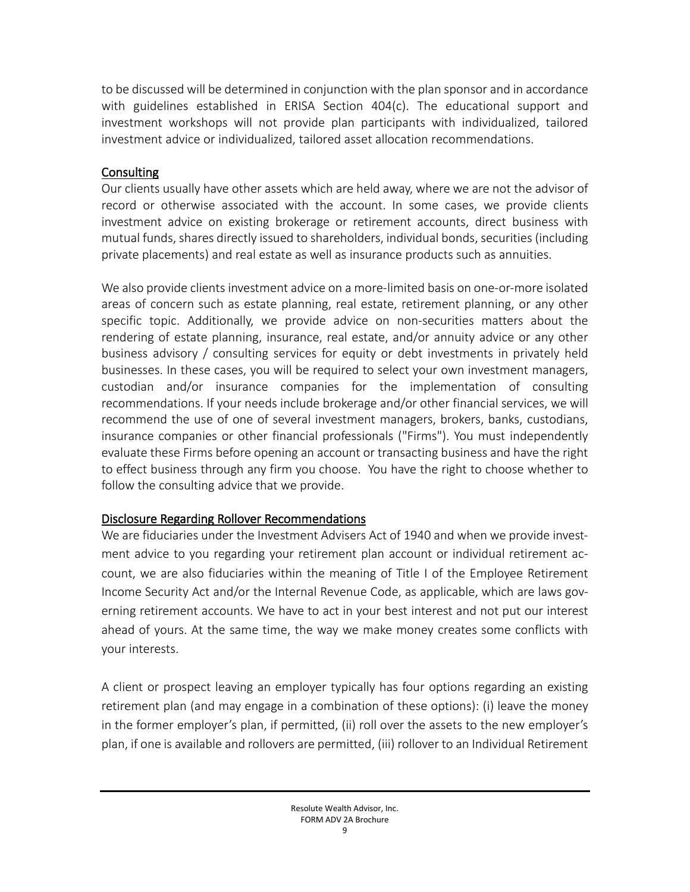to be discussed will be determined in conjunction with the plan sponsor and in accordance with guidelines established in ERISA Section 404(c). The educational support and investment workshops will not provide plan participants with individualized, tailored investment advice or individualized, tailored asset allocation recommendations.

## Consulting

Our clients usually have other assets which are held away, where we are not the advisor of record or otherwise associated with the account. In some cases, we provide clients investment advice on existing brokerage or retirement accounts, direct business with mutual funds, shares directly issued to shareholders, individual bonds, securities (including private placements) and real estate as well as insurance products such as annuities.

We also provide clients investment advice on a more-limited basis on one-or-more isolated areas of concern such as estate planning, real estate, retirement planning, or any other specific topic. Additionally, we provide advice on non-securities matters about the rendering of estate planning, insurance, real estate, and/or annuity advice or any other business advisory / consulting services for equity or debt investments in privately held businesses. In these cases, you will be required to select your own investment managers, custodian and/or insurance companies for the implementation of consulting recommendations. If your needs include brokerage and/or other financial services, we will recommend the use of one of several investment managers, brokers, banks, custodians, insurance companies or other financial professionals ("Firms"). You must independently evaluate these Firms before opening an account or transacting business and have the right to effect business through any firm you choose. You have the right to choose whether to follow the consulting advice that we provide.

## Disclosure Regarding Rollover Recommendations

We are fiduciaries under the Investment Advisers Act of 1940 and when we provide investment advice to you regarding your retirement plan account or individual retirement account, we are also fiduciaries within the meaning of Title I of the Employee Retirement Income Security Act and/or the Internal Revenue Code, as applicable, which are laws governing retirement accounts. We have to act in your best interest and not put our interest ahead of yours. At the same time, the way we make money creates some conflicts with your interests.

A client or prospect leaving an employer typically has four options regarding an existing retirement plan (and may engage in a combination of these options): (i) leave the money in the former employer's plan, if permitted, (ii) roll over the assets to the new employer's plan, if one is available and rollovers are permitted, (iii) rollover to an Individual Retirement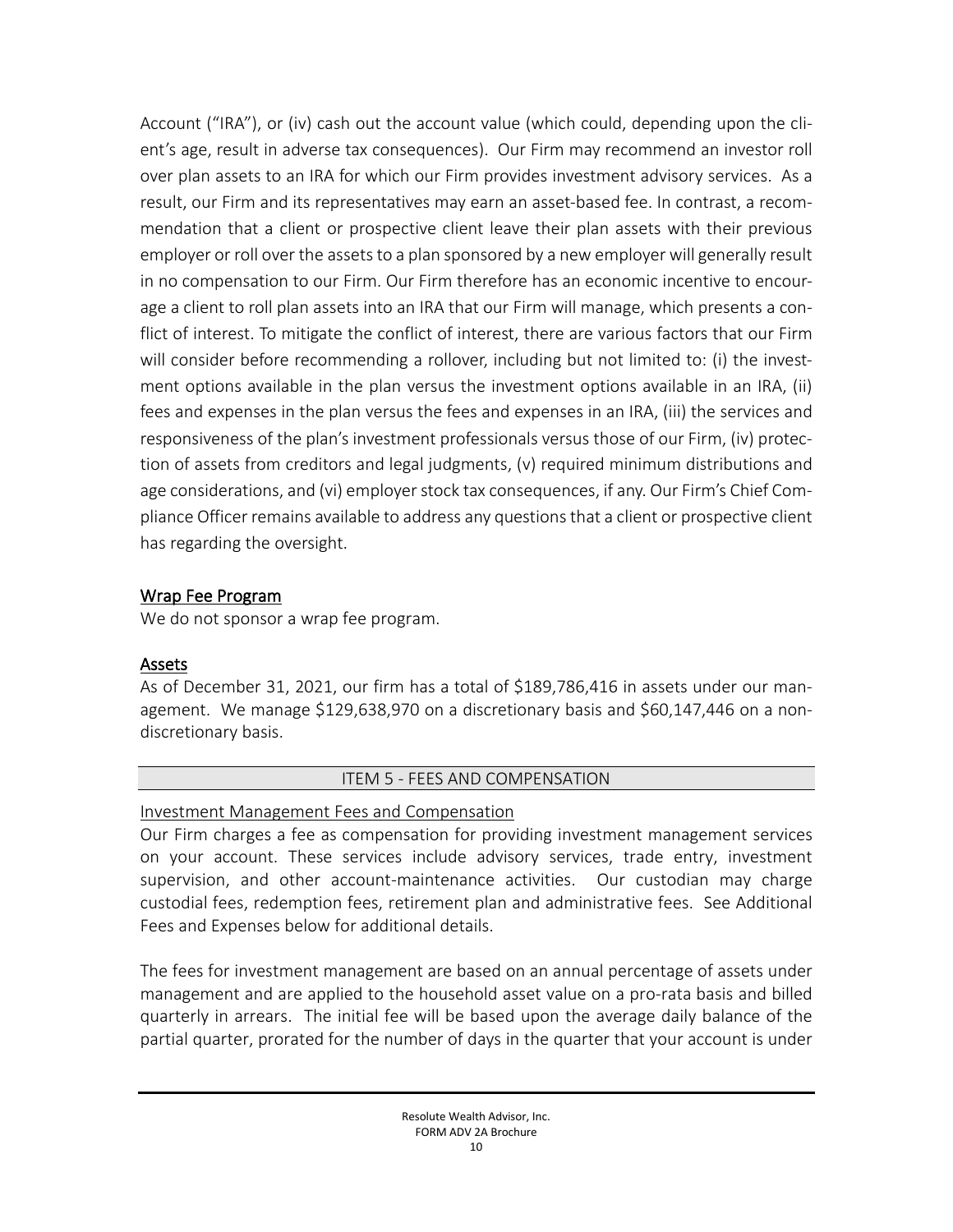Account ("IRA"), or (iv) cash out the account value (which could, depending upon the client's age, result in adverse tax consequences). Our Firm may recommend an investor roll over plan assets to an IRA for which our Firm provides investment advisory services. As a result, our Firm and its representatives may earn an asset-based fee. In contrast, a recommendation that a client or prospective client leave their plan assets with their previous employer or roll over the assets to a plan sponsored by a new employer will generally result in no compensation to our Firm. Our Firm therefore has an economic incentive to encourage a client to roll plan assets into an IRA that our Firm will manage, which presents a conflict of interest. To mitigate the conflict of interest, there are various factors that our Firm will consider before recommending a rollover, including but not limited to: (i) the investment options available in the plan versus the investment options available in an IRA, (ii) fees and expenses in the plan versus the fees and expenses in an IRA, (iii) the services and responsiveness of the plan's investment professionals versus those of our Firm, (iv) protection of assets from creditors and legal judgments, (v) required minimum distributions and age considerations, and (vi) employer stock tax consequences, if any. Our Firm's Chief Compliance Officer remains available to address any questions that a client or prospective client has regarding the oversight.

### Wrap Fee Program

We do not sponsor a wrap fee program.

### Assets

As of December 31, 2021, our firm has a total of $189,786,416 in assets under our management. We manage $129,638,970 on a discretionary basis and $60,147,446 on a non-discretionary basis.

## ITEM 5 - FEES AND COMPENSATION

### Investment Management Fees and Compensation

Our Firm charges a fee as compensation for providing investment management services on your account. These services include advisory services, trade entry, investment supervision, and other account-maintenance activities. Our custodian may charge custodial fees, redemption fees, retirement plan and administrative fees. See Additional Fees and Expenses below for additional details.

The fees for investment management are based on an annual percentage of assets under management and are applied to the household asset value on a pro-rata basis and billed quarterly in arrears. The initial fee will be based upon the average daily balance of the partial quarter, prorated for the number of days in the quarter that your account is under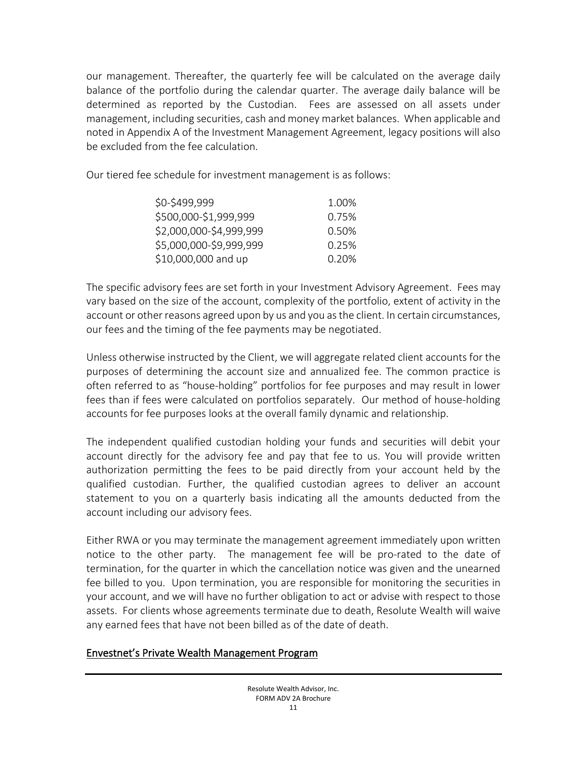our management. Thereafter, the quarterly fee will be calculated on the average daily balance of the portfolio during the calendar quarter. The average daily balance will be determined as reported by the Custodian. Fees are assessed on all assets under management, including securities, cash and money market balances. When applicable and noted in Appendix A of the Investment Management Agreement, legacy positions will also be excluded from the fee calculation.

Our tiered fee schedule for investment management is as follows:

| | |
|---|---|
| $0-$499,999 | 1.00% |
| $500,000-$1,999,999 | 0.75% |
| $2,000,000-$4,999,999 | 0.50% |
| $5,000,000-$9,999,999 | 0.25% |
| $10,000,000 and up | 0.20% |

The specific advisory fees are set forth in your Investment Advisory Agreement. Fees may vary based on the size of the account, complexity of the portfolio, extent of activity in the account or other reasons agreed upon by us and you as the client. In certain circumstances, our fees and the timing of the fee payments may be negotiated.

Unless otherwise instructed by the Client, we will aggregate related client accounts for the purposes of determining the account size and annualized fee. The common practice is often referred to as "house-holding" portfolios for fee purposes and may result in lower fees than if fees were calculated on portfolios separately. Our method of house-holding accounts for fee purposes looks at the overall family dynamic and relationship.

The independent qualified custodian holding your funds and securities will debit your account directly for the advisory fee and pay that fee to us. You will provide written authorization permitting the fees to be paid directly from your account held by the qualified custodian. Further, the qualified custodian agrees to deliver an account statement to you on a quarterly basis indicating all the amounts deducted from the account including our advisory fees.

Either RWA or you may terminate the management agreement immediately upon written notice to the other party. The management fee will be pro-rated to the date of termination, for the quarter in which the cancellation notice was given and the unearned fee billed to you. Upon termination, you are responsible for monitoring the securities in your account, and we will have no further obligation to act or advise with respect to those assets. For clients whose agreements terminate due to death, Resolute Wealth will waive any earned fees that have not been billed as of the date of death.

<u>Envestnet's Private Wealth Management Program</u>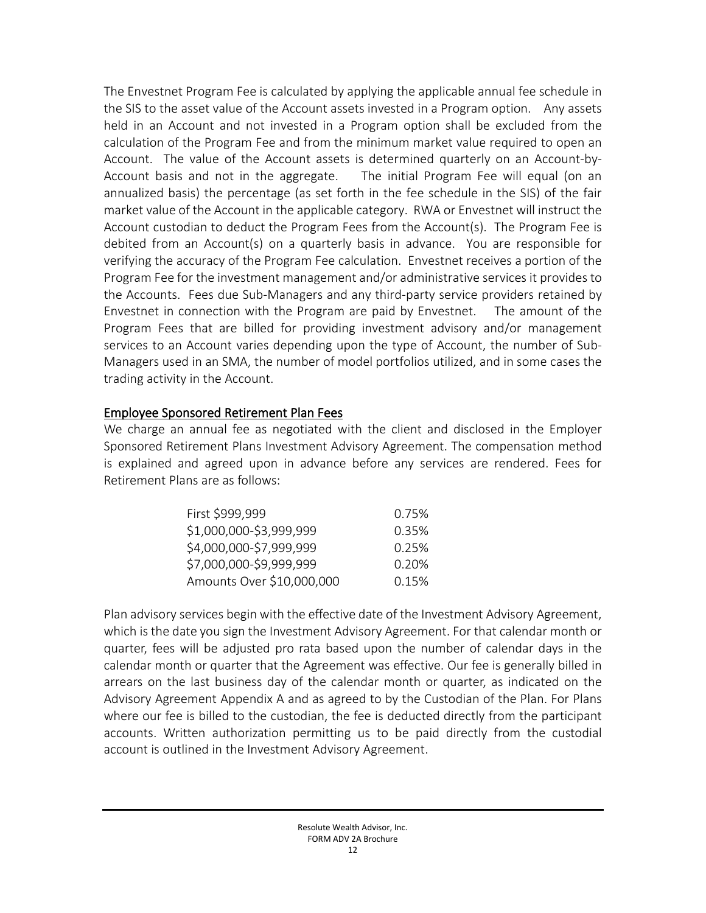The Envestnet Program Fee is calculated by applying the applicable annual fee schedule in the SIS to the asset value of the Account assets invested in a Program option. Any assets held in an Account and not invested in a Program option shall be excluded from the calculation of the Program Fee and from the minimum market value required to open an Account. The value of the Account assets is determined quarterly on an Account-by-Account basis and not in the aggregate. The initial Program Fee will equal (on an annualized basis) the percentage (as set forth in the fee schedule in the SIS) of the fair market value of the Account in the applicable category. RWA or Envestnet will instruct the Account custodian to deduct the Program Fees from the Account(s). The Program Fee is debited from an Account(s) on a quarterly basis in advance. You are responsible for verifying the accuracy of the Program Fee calculation. Envestnet receives a portion of the Program Fee for the investment management and/or administrative services it provides to the Accounts. Fees due Sub-Managers and any third-party service providers retained by Envestnet in connection with the Program are paid by Envestnet. The amount of the Program Fees that are billed for providing investment advisory and/or management services to an Account varies depending upon the type of Account, the number of Sub-Managers used in an SMA, the number of model portfolios utilized, and in some cases the trading activity in the Account.

## Employee Sponsored Retirement Plan Fees

We charge an annual fee as negotiated with the client and disclosed in the Employer Sponsored Retirement Plans Investment Advisory Agreement. The compensation method is explained and agreed upon in advance before any services are rendered. Fees for Retirement Plans are as follows:

| | |
|---|---|
| First $999,999 | 0.75% |
| $1,000,000-$3,999,999 | 0.35% |
| $4,000,000-$7,999,999 | 0.25% |
| $7,000,000-$9,999,999 | 0.20% |
| Amounts Over $10,000,000 | 0.15% |

Plan advisory services begin with the effective date of the Investment Advisory Agreement, which is the date you sign the Investment Advisory Agreement. For that calendar month or quarter, fees will be adjusted pro rata based upon the number of calendar days in the calendar month or quarter that the Agreement was effective. Our fee is generally billed in arrears on the last business day of the calendar month or quarter, as indicated on the Advisory Agreement Appendix A and as agreed to by the Custodian of the Plan. For Plans where our fee is billed to the custodian, the fee is deducted directly from the participant accounts. Written authorization permitting us to be paid directly from the custodial account is outlined in the Investment Advisory Agreement.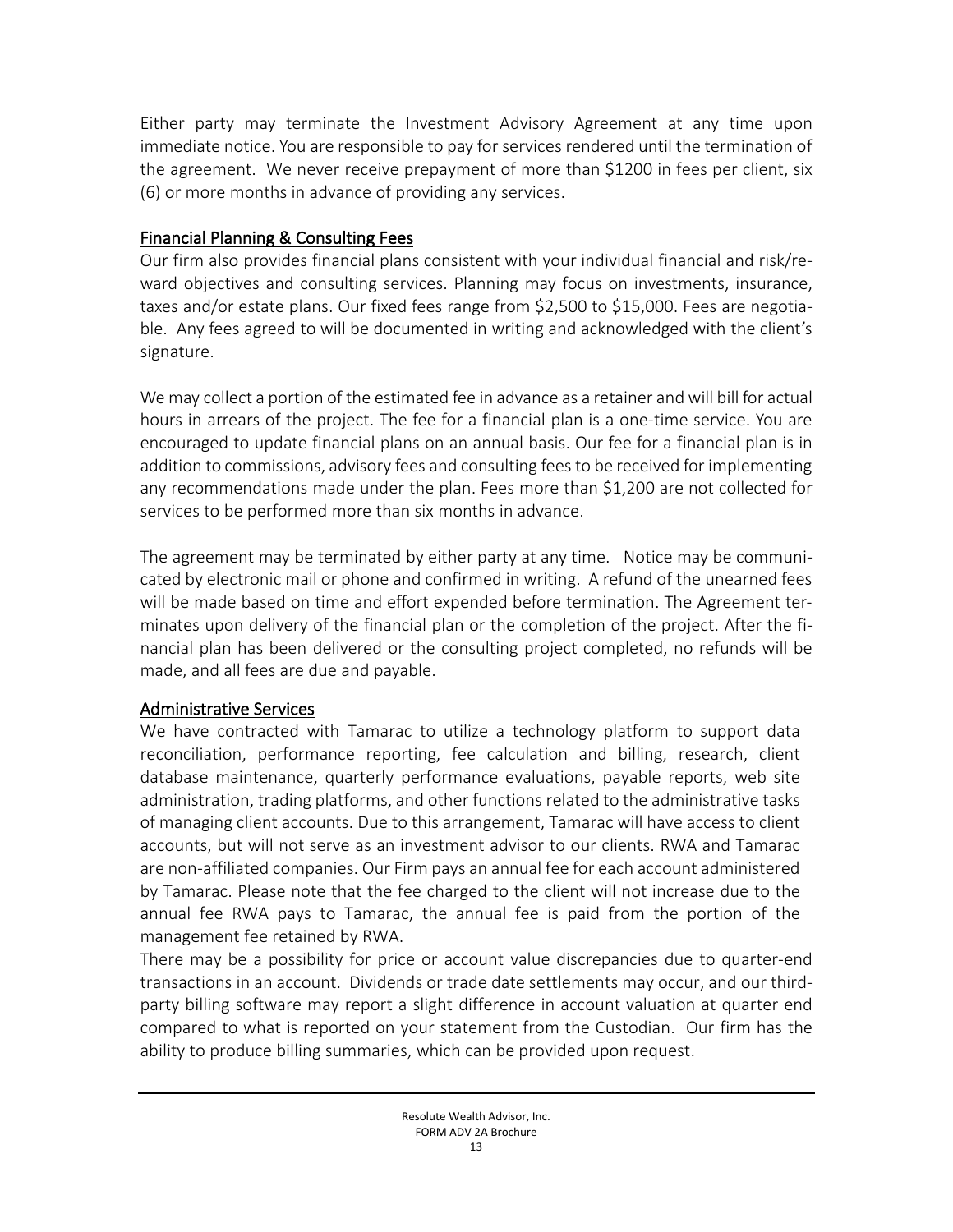Either party may terminate the Investment Advisory Agreement at any time upon immediate notice. You are responsible to pay for services rendered until the termination of the agreement. We never receive prepayment of more than $1200 in fees per client, six (6) or more months in advance of providing any services.

### Financial Planning & Consulting Fees

Our firm also provides financial plans consistent with your individual financial and risk/reward objectives and consulting services. Planning may focus on investments, insurance, taxes and/or estate plans. Our fixed fees range from $2,500 to $15,000. Fees are negotiable. Any fees agreed to will be documented in writing and acknowledged with the client's signature.

We may collect a portion of the estimated fee in advance as a retainer and will bill for actual hours in arrears of the project. The fee for a financial plan is a one-time service. You are encouraged to update financial plans on an annual basis. Our fee for a financial plan is in addition to commissions, advisory fees and consulting fees to be received for implementing any recommendations made under the plan. Fees more than $1,200 are not collected for services to be performed more than six months in advance.

The agreement may be terminated by either party at any time. Notice may be communicated by electronic mail or phone and confirmed in writing. A refund of the unearned fees will be made based on time and effort expended before termination. The Agreement terminates upon delivery of the financial plan or the completion of the project. After the financial plan has been delivered or the consulting project completed, no refunds will be made, and all fees are due and payable.

### Administrative Services

We have contracted with Tamarac to utilize a technology platform to support data reconciliation, performance reporting, fee calculation and billing, research, client database maintenance, quarterly performance evaluations, payable reports, web site administration, trading platforms, and other functions related to the administrative tasks of managing client accounts. Due to this arrangement, Tamarac will have access to client accounts, but will not serve as an investment advisor to our clients. RWA and Tamarac are non-affiliated companies. Our Firm pays an annual fee for each account administered by Tamarac. Please note that the fee charged to the client will not increase due to the annual fee RWA pays to Tamarac, the annual fee is paid from the portion of the management fee retained by RWA.

There may be a possibility for price or account value discrepancies due to quarter-end transactions in an account. Dividends or trade date settlements may occur, and our third-party billing software may report a slight difference in account valuation at quarter end compared to what is reported on your statement from the Custodian. Our firm has the ability to produce billing summaries, which can be provided upon request.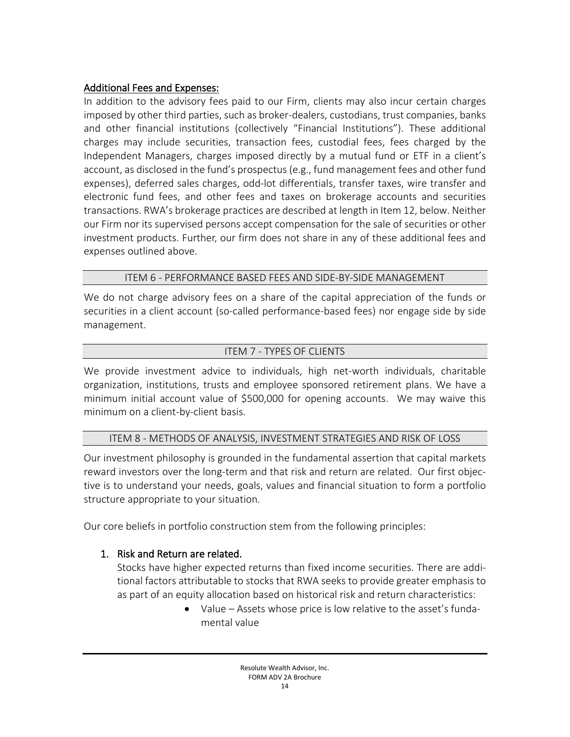## Additional Fees and Expenses:

In addition to the advisory fees paid to our Firm, clients may also incur certain charges imposed by other third parties, such as broker-dealers, custodians, trust companies, banks and other financial institutions (collectively "Financial Institutions"). These additional charges may include securities, transaction fees, custodial fees, fees charged by the Independent Managers, charges imposed directly by a mutual fund or ETF in a client's account, as disclosed in the fund's prospectus (e.g., fund management fees and other fund expenses), deferred sales charges, odd-lot differentials, transfer taxes, wire transfer and electronic fund fees, and other fees and taxes on brokerage accounts and securities transactions. RWA's brokerage practices are described at length in Item 12, below. Neither our Firm nor its supervised persons accept compensation for the sale of securities or other investment products. Further, our firm does not share in any of these additional fees and expenses outlined above.

## ITEM 6 - PERFORMANCE BASED FEES AND SIDE-BY-SIDE MANAGEMENT

We do not charge advisory fees on a share of the capital appreciation of the funds or securities in a client account (so-called performance-based fees) nor engage side by side management.

## ITEM 7 - TYPES OF CLIENTS

We provide investment advice to individuals, high net-worth individuals, charitable organization, institutions, trusts and employee sponsored retirement plans. We have a minimum initial account value of $500,000 for opening accounts. We may waive this minimum on a client-by-client basis.

## ITEM 8 - METHODS OF ANALYSIS, INVESTMENT STRATEGIES AND RISK OF LOSS

Our investment philosophy is grounded in the fundamental assertion that capital markets reward investors over the long-term and that risk and return are related. Our first objective is to understand your needs, goals, values and financial situation to form a portfolio structure appropriate to your situation.

Our core beliefs in portfolio construction stem from the following principles:

1. Risk and Return are related.

   Stocks have higher expected returns than fixed income securities. There are additional factors attributable to stocks that RWA seeks to provide greater emphasis to as part of an equity allocation based on historical risk and return characteristics:

   - Value – Assets whose price is low relative to the asset's fundamental value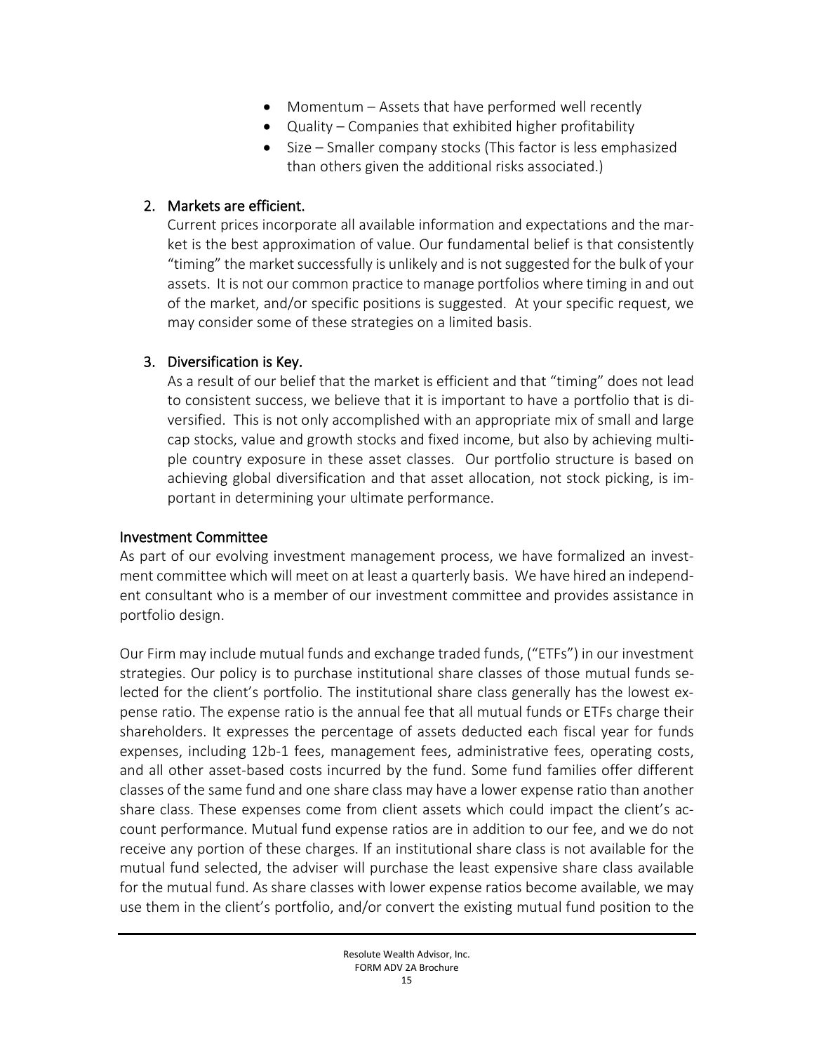- Momentum – Assets that have performed well recently
- Quality – Companies that exhibited higher profitability
- Size – Smaller company stocks (This factor is less emphasized than others given the additional risks associated.)

2. Markets are efficient.

   Current prices incorporate all available information and expectations and the market is the best approximation of value. Our fundamental belief is that consistently "timing" the market successfully is unlikely and is not suggested for the bulk of your assets. It is not our common practice to manage portfolios where timing in and out of the market, and/or specific positions is suggested. At your specific request, we may consider some of these strategies on a limited basis.

3. Diversification is Key.

   As a result of our belief that the market is efficient and that "timing" does not lead to consistent success, we believe that it is important to have a portfolio that is diversified. This is not only accomplished with an appropriate mix of small and large cap stocks, value and growth stocks and fixed income, but also by achieving multiple country exposure in these asset classes. Our portfolio structure is based on achieving global diversification and that asset allocation, not stock picking, is important in determining your ultimate performance.

### Investment Committee

As part of our evolving investment management process, we have formalized an investment committee which will meet on at least a quarterly basis. We have hired an independent consultant who is a member of our investment committee and provides assistance in portfolio design.

Our Firm may include mutual funds and exchange traded funds, ("ETFs") in our investment strategies. Our policy is to purchase institutional share classes of those mutual funds selected for the client's portfolio. The institutional share class generally has the lowest expense ratio. The expense ratio is the annual fee that all mutual funds or ETFs charge their shareholders. It expresses the percentage of assets deducted each fiscal year for funds expenses, including 12b-1 fees, management fees, administrative fees, operating costs, and all other asset-based costs incurred by the fund. Some fund families offer different classes of the same fund and one share class may have a lower expense ratio than another share class. These expenses come from client assets which could impact the client's account performance. Mutual fund expense ratios are in addition to our fee, and we do not receive any portion of these charges. If an institutional share class is not available for the mutual fund selected, the adviser will purchase the least expensive share class available for the mutual fund. As share classes with lower expense ratios become available, we may use them in the client's portfolio, and/or convert the existing mutual fund position to the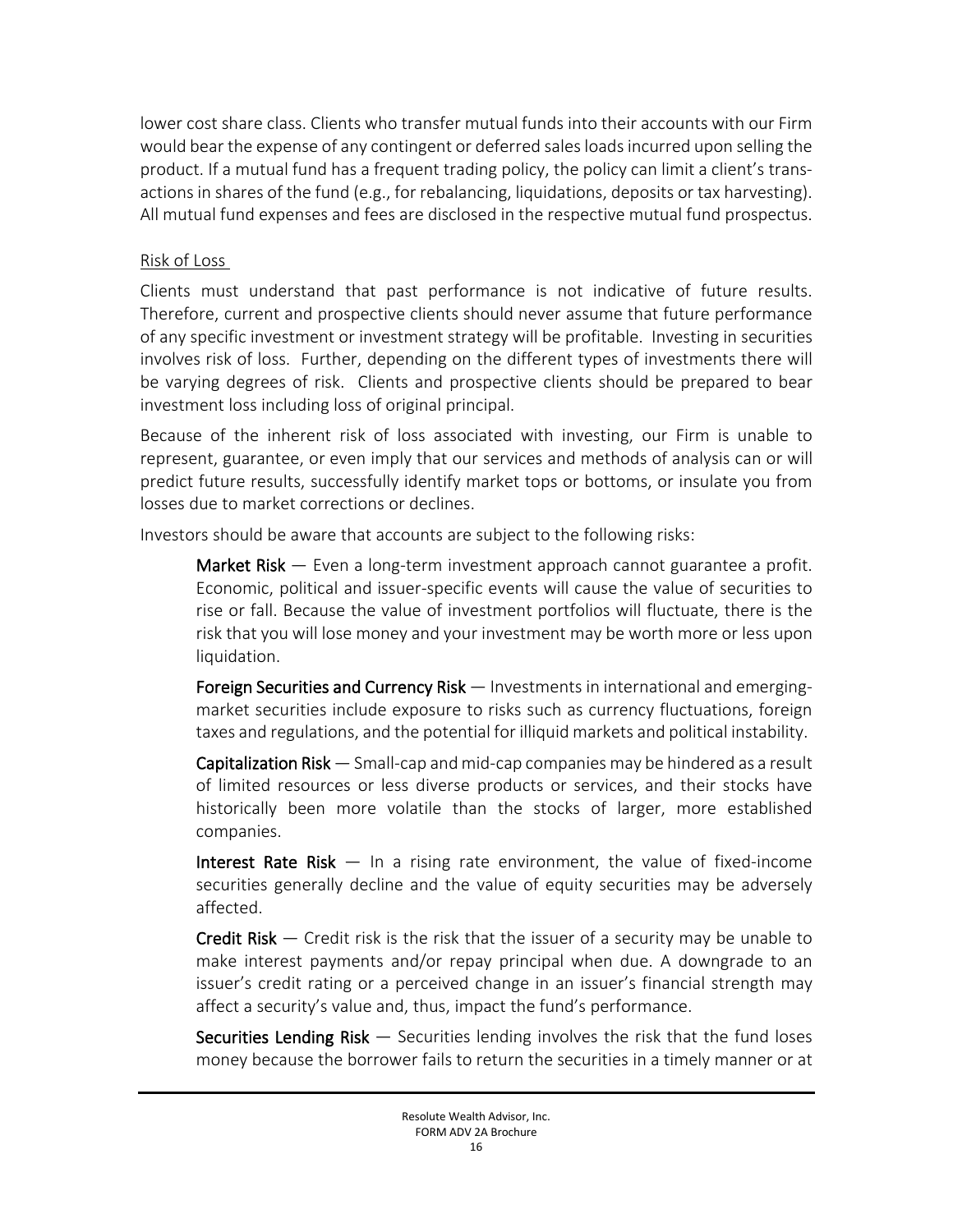lower cost share class. Clients who transfer mutual funds into their accounts with our Firm would bear the expense of any contingent or deferred sales loads incurred upon selling the product. If a mutual fund has a frequent trading policy, the policy can limit a client's transactions in shares of the fund (e.g., for rebalancing, liquidations, deposits or tax harvesting). All mutual fund expenses and fees are disclosed in the respective mutual fund prospectus.

Risk of Loss

Clients must understand that past performance is not indicative of future results. Therefore, current and prospective clients should never assume that future performance of any specific investment or investment strategy will be profitable. Investing in securities involves risk of loss. Further, depending on the different types of investments there will be varying degrees of risk. Clients and prospective clients should be prepared to bear investment loss including loss of original principal.

Because of the inherent risk of loss associated with investing, our Firm is unable to represent, guarantee, or even imply that our services and methods of analysis can or will predict future results, successfully identify market tops or bottoms, or insulate you from losses due to market corrections or declines.

Investors should be aware that accounts are subject to the following risks:

**Market Risk** — Even a long-term investment approach cannot guarantee a profit. Economic, political and issuer-specific events will cause the value of securities to rise or fall. Because the value of investment portfolios will fluctuate, there is the risk that you will lose money and your investment may be worth more or less upon liquidation.

**Foreign Securities and Currency Risk** — Investments in international and emerging-market securities include exposure to risks such as currency fluctuations, foreign taxes and regulations, and the potential for illiquid markets and political instability.

**Capitalization Risk** — Small-cap and mid-cap companies may be hindered as a result of limited resources or less diverse products or services, and their stocks have historically been more volatile than the stocks of larger, more established companies.

**Interest Rate Risk** — In a rising rate environment, the value of fixed-income securities generally decline and the value of equity securities may be adversely affected.

**Credit Risk** — Credit risk is the risk that the issuer of a security may be unable to make interest payments and/or repay principal when due. A downgrade to an issuer's credit rating or a perceived change in an issuer's financial strength may affect a security's value and, thus, impact the fund's performance.

**Securities Lending Risk** — Securities lending involves the risk that the fund loses money because the borrower fails to return the securities in a timely manner or at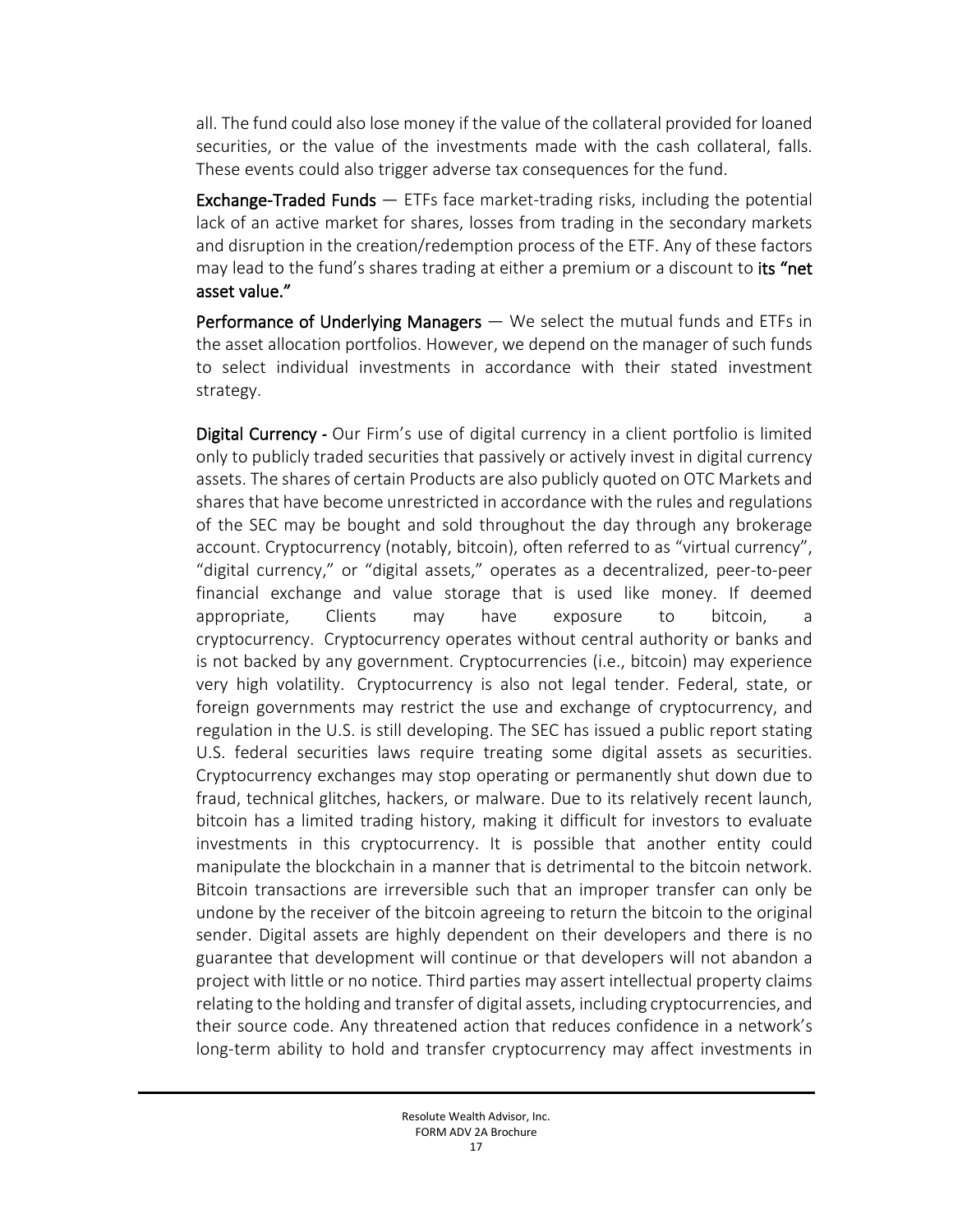all. The fund could also lose money if the value of the collateral provided for loaned securities, or the value of the investments made with the cash collateral, falls. These events could also trigger adverse tax consequences for the fund.

**Exchange-Traded Funds** — ETFs face market-trading risks, including the potential lack of an active market for shares, losses from trading in the secondary markets and disruption in the creation/redemption process of the ETF. Any of these factors may lead to the fund's shares trading at either a premium or a discount to **its "net asset value."**

**Performance of Underlying Managers** — We select the mutual funds and ETFs in the asset allocation portfolios. However, we depend on the manager of such funds to select individual investments in accordance with their stated investment strategy.

**Digital Currency -** Our Firm's use of digital currency in a client portfolio is limited only to publicly traded securities that passively or actively invest in digital currency assets. The shares of certain Products are also publicly quoted on OTC Markets and shares that have become unrestricted in accordance with the rules and regulations of the SEC may be bought and sold throughout the day through any brokerage account. Cryptocurrency (notably, bitcoin), often referred to as "virtual currency", "digital currency," or "digital assets," operates as a decentralized, peer-to-peer financial exchange and value storage that is used like money. If deemed appropriate, Clients may have exposure to bitcoin, a cryptocurrency. Cryptocurrency operates without central authority or banks and is not backed by any government. Cryptocurrencies (i.e., bitcoin) may experience very high volatility. Cryptocurrency is also not legal tender. Federal, state, or foreign governments may restrict the use and exchange of cryptocurrency, and regulation in the U.S. is still developing. The SEC has issued a public report stating U.S. federal securities laws require treating some digital assets as securities. Cryptocurrency exchanges may stop operating or permanently shut down due to fraud, technical glitches, hackers, or malware. Due to its relatively recent launch, bitcoin has a limited trading history, making it difficult for investors to evaluate investments in this cryptocurrency. It is possible that another entity could manipulate the blockchain in a manner that is detrimental to the bitcoin network. Bitcoin transactions are irreversible such that an improper transfer can only be undone by the receiver of the bitcoin agreeing to return the bitcoin to the original sender. Digital assets are highly dependent on their developers and there is no guarantee that development will continue or that developers will not abandon a project with little or no notice. Third parties may assert intellectual property claims relating to the holding and transfer of digital assets, including cryptocurrencies, and their source code. Any threatened action that reduces confidence in a network's long-term ability to hold and transfer cryptocurrency may affect investments in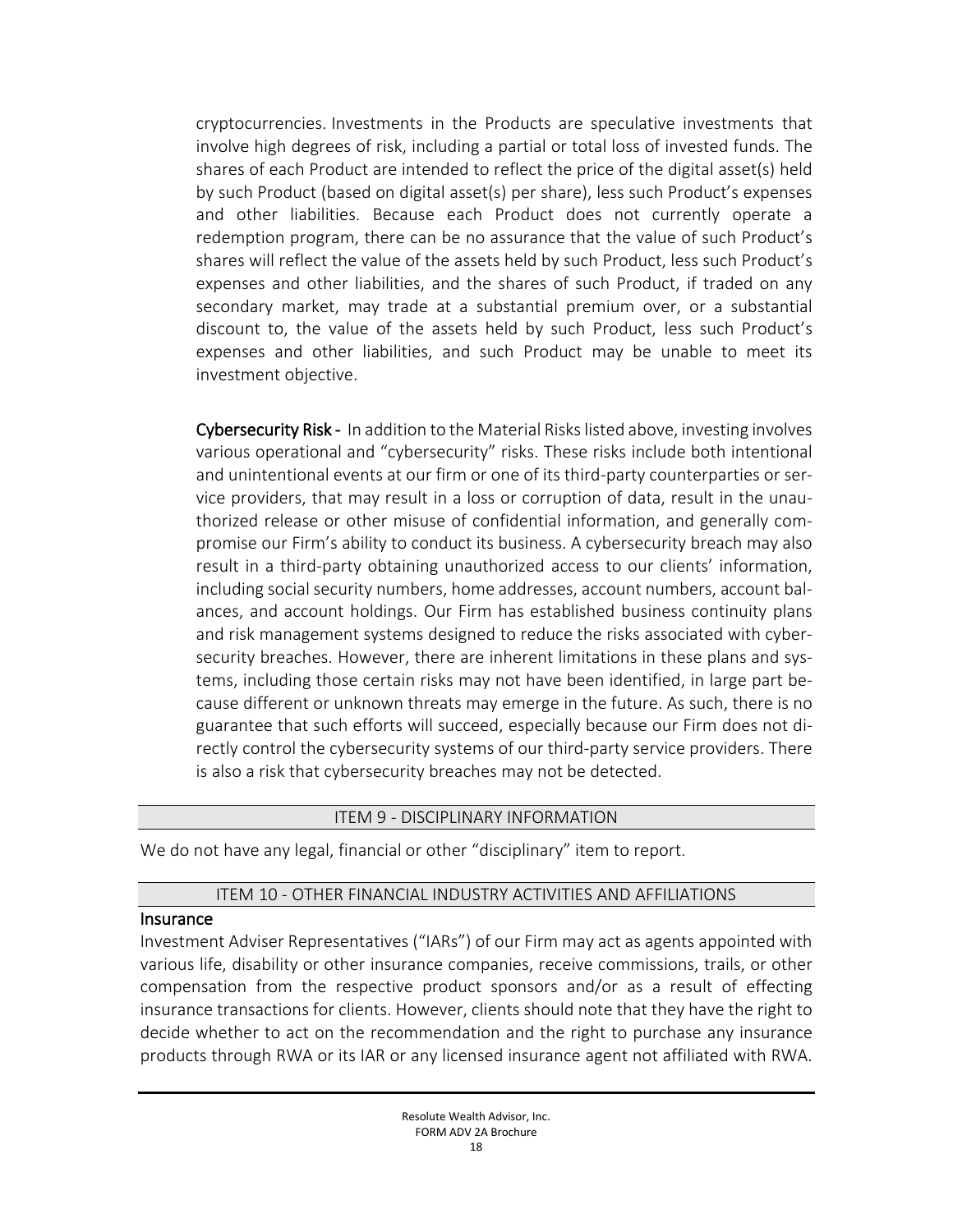cryptocurrencies. Investments in the Products are speculative investments that involve high degrees of risk, including a partial or total loss of invested funds. The shares of each Product are intended to reflect the price of the digital asset(s) held by such Product (based on digital asset(s) per share), less such Product's expenses and other liabilities. Because each Product does not currently operate a redemption program, there can be no assurance that the value of such Product's shares will reflect the value of the assets held by such Product, less such Product's expenses and other liabilities, and the shares of such Product, if traded on any secondary market, may trade at a substantial premium over, or a substantial discount to, the value of the assets held by such Product, less such Product's expenses and other liabilities, and such Product may be unable to meet its investment objective.

**Cybersecurity Risk -** In addition to the Material Risks listed above, investing involves various operational and "cybersecurity" risks. These risks include both intentional and unintentional events at our firm or one of its third-party counterparties or service providers, that may result in a loss or corruption of data, result in the unauthorized release or other misuse of confidential information, and generally compromise our Firm's ability to conduct its business. A cybersecurity breach may also result in a third-party obtaining unauthorized access to our clients' information, including social security numbers, home addresses, account numbers, account balances, and account holdings. Our Firm has established business continuity plans and risk management systems designed to reduce the risks associated with cybersecurity breaches. However, there are inherent limitations in these plans and systems, including those certain risks may not have been identified, in large part because different or unknown threats may emerge in the future. As such, there is no guarantee that such efforts will succeed, especially because our Firm does not directly control the cybersecurity systems of our third-party service providers. There is also a risk that cybersecurity breaches may not be detected.

## ITEM 9 - DISCIPLINARY INFORMATION

We do not have any legal, financial or other "disciplinary" item to report.

## ITEM 10 - OTHER FINANCIAL INDUSTRY ACTIVITIES AND AFFILIATIONS

### Insurance

Investment Adviser Representatives ("IARs") of our Firm may act as agents appointed with various life, disability or other insurance companies, receive commissions, trails, or other compensation from the respective product sponsors and/or as a result of effecting insurance transactions for clients. However, clients should note that they have the right to decide whether to act on the recommendation and the right to purchase any insurance products through RWA or its IAR or any licensed insurance agent not affiliated with RWA.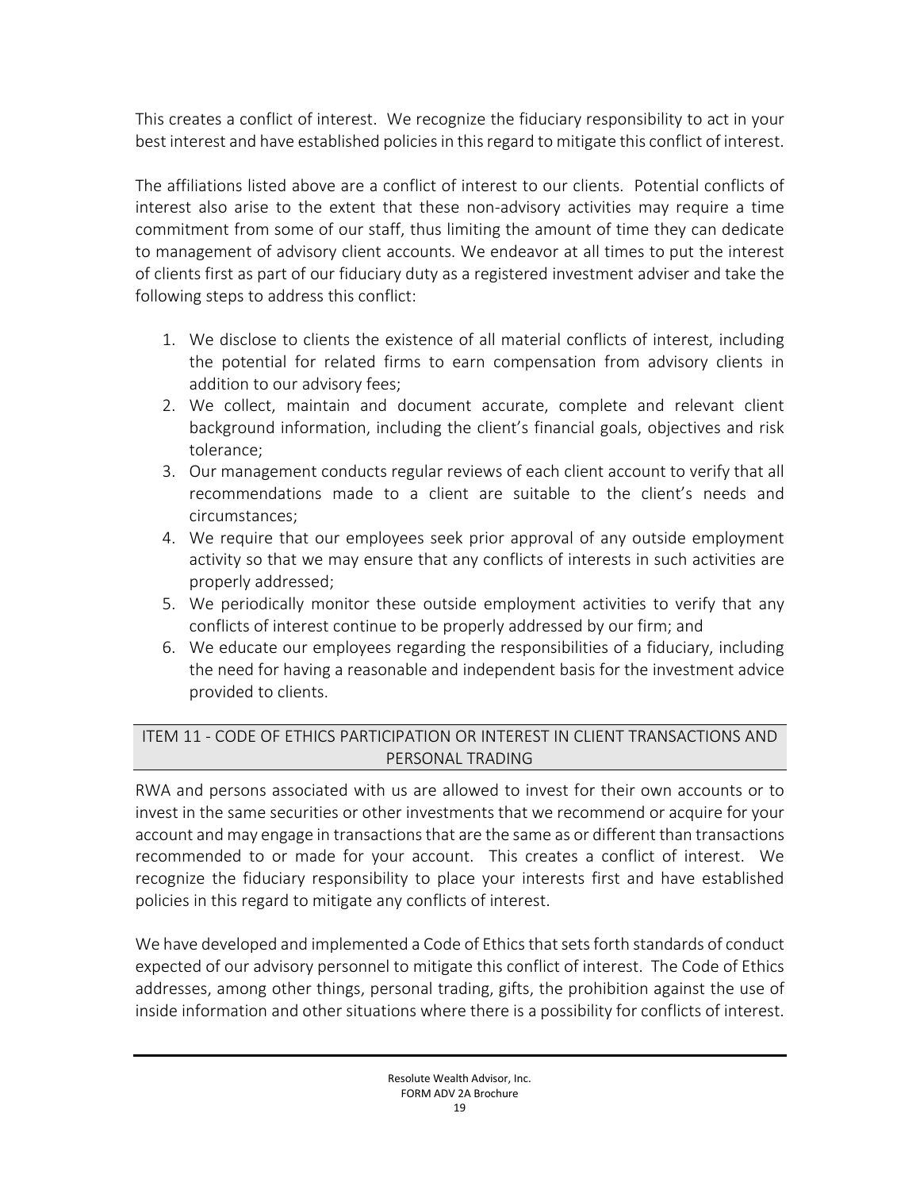This creates a conflict of interest. We recognize the fiduciary responsibility to act in your best interest and have established policies in this regard to mitigate this conflict of interest.

The affiliations listed above are a conflict of interest to our clients. Potential conflicts of interest also arise to the extent that these non-advisory activities may require a time commitment from some of our staff, thus limiting the amount of time they can dedicate to management of advisory client accounts. We endeavor at all times to put the interest of clients first as part of our fiduciary duty as a registered investment adviser and take the following steps to address this conflict:

1. We disclose to clients the existence of all material conflicts of interest, including the potential for related firms to earn compensation from advisory clients in addition to our advisory fees;
2. We collect, maintain and document accurate, complete and relevant client background information, including the client's financial goals, objectives and risk tolerance;
3. Our management conducts regular reviews of each client account to verify that all recommendations made to a client are suitable to the client's needs and circumstances;
4. We require that our employees seek prior approval of any outside employment activity so that we may ensure that any conflicts of interests in such activities are properly addressed;
5. We periodically monitor these outside employment activities to verify that any conflicts of interest continue to be properly addressed by our firm; and
6. We educate our employees regarding the responsibilities of a fiduciary, including the need for having a reasonable and independent basis for the investment advice provided to clients.

## ITEM 11 - CODE OF ETHICS PARTICIPATION OR INTEREST IN CLIENT TRANSACTIONS AND PERSONAL TRADING

RWA and persons associated with us are allowed to invest for their own accounts or to invest in the same securities or other investments that we recommend or acquire for your account and may engage in transactions that are the same as or different than transactions recommended to or made for your account. This creates a conflict of interest. We recognize the fiduciary responsibility to place your interests first and have established policies in this regard to mitigate any conflicts of interest.

We have developed and implemented a Code of Ethics that sets forth standards of conduct expected of our advisory personnel to mitigate this conflict of interest. The Code of Ethics addresses, among other things, personal trading, gifts, the prohibition against the use of inside information and other situations where there is a possibility for conflicts of interest.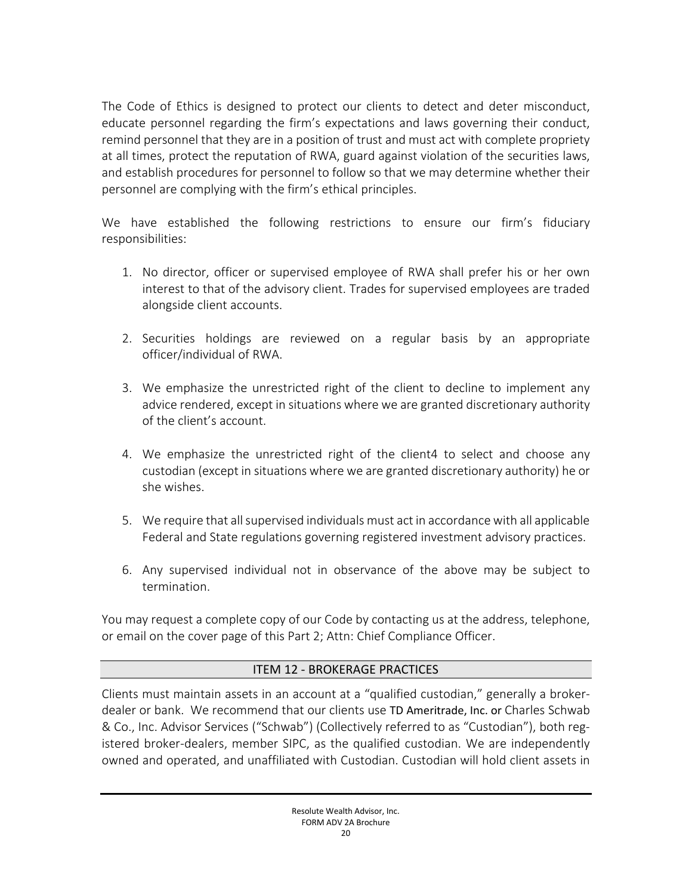The Code of Ethics is designed to protect our clients to detect and deter misconduct, educate personnel regarding the firm's expectations and laws governing their conduct, remind personnel that they are in a position of trust and must act with complete propriety at all times, protect the reputation of RWA, guard against violation of the securities laws, and establish procedures for personnel to follow so that we may determine whether their personnel are complying with the firm's ethical principles.

We have established the following restrictions to ensure our firm's fiduciary responsibilities:

1. No director, officer or supervised employee of RWA shall prefer his or her own interest to that of the advisory client. Trades for supervised employees are traded alongside client accounts.

2. Securities holdings are reviewed on a regular basis by an appropriate officer/individual of RWA.

3. We emphasize the unrestricted right of the client to decline to implement any advice rendered, except in situations where we are granted discretionary authority of the client's account.

4. We emphasize the unrestricted right of the client4 to select and choose any custodian (except in situations where we are granted discretionary authority) he or she wishes.

5. We require that all supervised individuals must act in accordance with all applicable Federal and State regulations governing registered investment advisory practices.

6. Any supervised individual not in observance of the above may be subject to termination.

You may request a complete copy of our Code by contacting us at the address, telephone, or email on the cover page of this Part 2; Attn: Chief Compliance Officer.

## ITEM 12 - BROKERAGE PRACTICES

Clients must maintain assets in an account at a "qualified custodian," generally a broker-dealer or bank. We recommend that our clients use TD Ameritrade, Inc. or Charles Schwab & Co., Inc. Advisor Services ("Schwab") (Collectively referred to as "Custodian"), both registered broker-dealers, member SIPC, as the qualified custodian. We are independently owned and operated, and unaffiliated with Custodian. Custodian will hold client assets in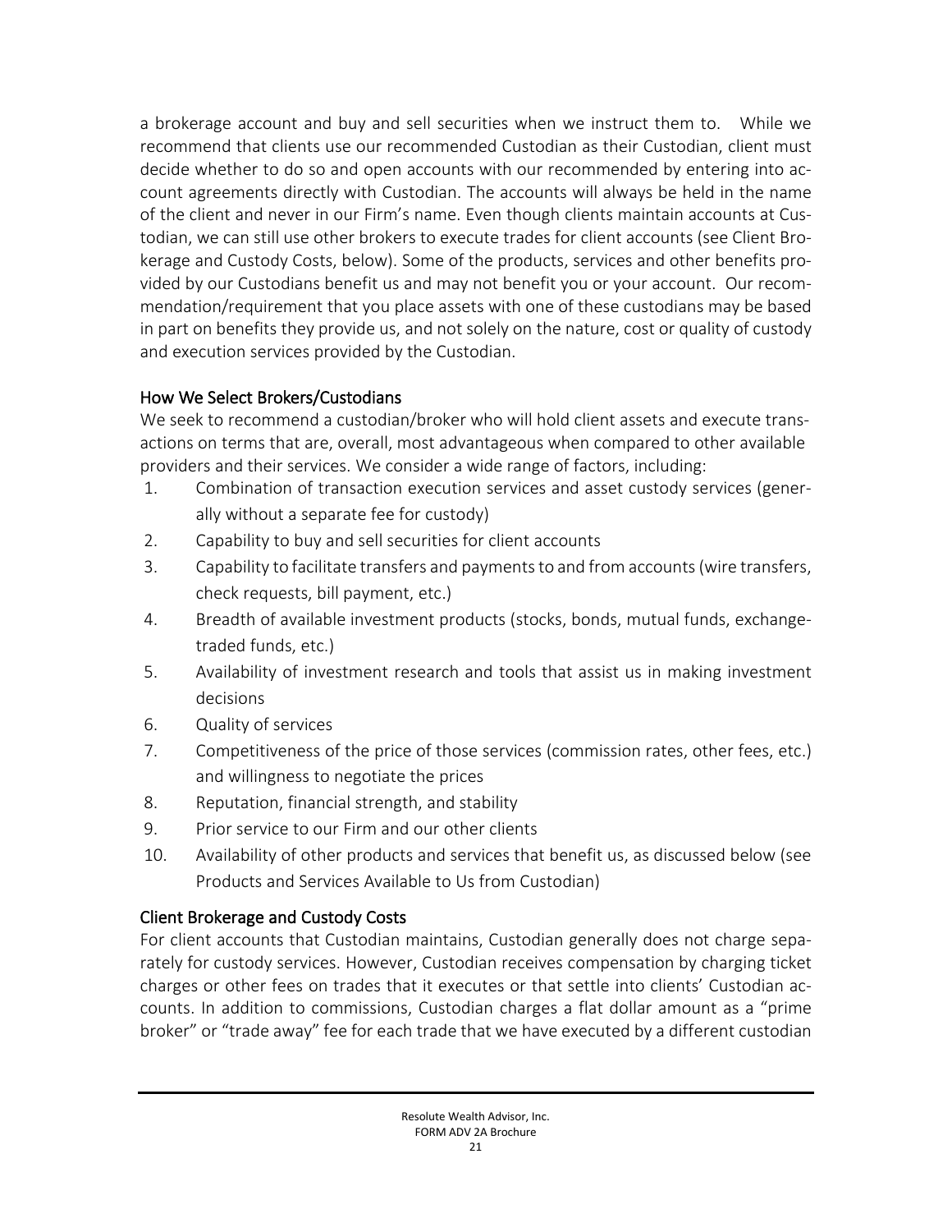a brokerage account and buy and sell securities when we instruct them to. While we recommend that clients use our recommended Custodian as their Custodian, client must decide whether to do so and open accounts with our recommended by entering into account agreements directly with Custodian. The accounts will always be held in the name of the client and never in our Firm's name. Even though clients maintain accounts at Custodian, we can still use other brokers to execute trades for client accounts (see Client Brokerage and Custody Costs, below). Some of the products, services and other benefits provided by our Custodians benefit us and may not benefit you or your account. Our recommendation/requirement that you place assets with one of these custodians may be based in part on benefits they provide us, and not solely on the nature, cost or quality of custody and execution services provided by the Custodian.

## How We Select Brokers/Custodians

We seek to recommend a custodian/broker who will hold client assets and execute transactions on terms that are, overall, most advantageous when compared to other available providers and their services. We consider a wide range of factors, including:

1. Combination of transaction execution services and asset custody services (generally without a separate fee for custody)
2. Capability to buy and sell securities for client accounts
3. Capability to facilitate transfers and payments to and from accounts (wire transfers, check requests, bill payment, etc.)
4. Breadth of available investment products (stocks, bonds, mutual funds, exchange-traded funds, etc.)
5. Availability of investment research and tools that assist us in making investment decisions
6. Quality of services
7. Competitiveness of the price of those services (commission rates, other fees, etc.) and willingness to negotiate the prices
8. Reputation, financial strength, and stability
9. Prior service to our Firm and our other clients
10. Availability of other products and services that benefit us, as discussed below (see Products and Services Available to Us from Custodian)

## Client Brokerage and Custody Costs

For client accounts that Custodian maintains, Custodian generally does not charge separately for custody services. However, Custodian receives compensation by charging ticket charges or other fees on trades that it executes or that settle into clients' Custodian accounts. In addition to commissions, Custodian charges a flat dollar amount as a "prime broker" or "trade away" fee for each trade that we have executed by a different custodian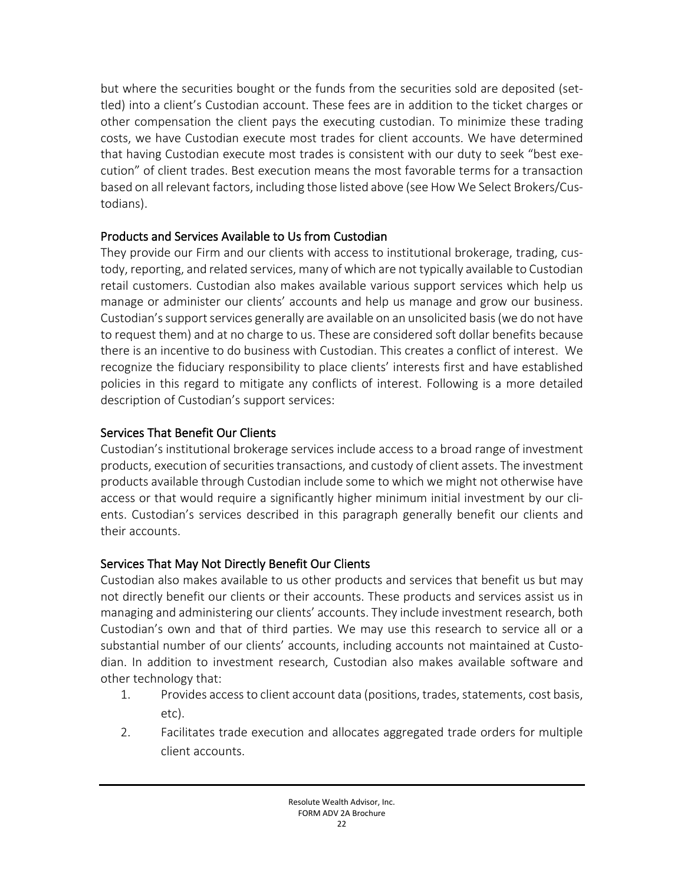but where the securities bought or the funds from the securities sold are deposited (settled) into a client's Custodian account. These fees are in addition to the ticket charges or other compensation the client pays the executing custodian. To minimize these trading costs, we have Custodian execute most trades for client accounts. We have determined that having Custodian execute most trades is consistent with our duty to seek "best execution" of client trades. Best execution means the most favorable terms for a transaction based on all relevant factors, including those listed above (see How We Select Brokers/Custodians).

### Products and Services Available to Us from Custodian

They provide our Firm and our clients with access to institutional brokerage, trading, custody, reporting, and related services, many of which are not typically available to Custodian retail customers. Custodian also makes available various support services which help us manage or administer our clients' accounts and help us manage and grow our business. Custodian's support services generally are available on an unsolicited basis (we do not have to request them) and at no charge to us. These are considered soft dollar benefits because there is an incentive to do business with Custodian. This creates a conflict of interest. We recognize the fiduciary responsibility to place clients' interests first and have established policies in this regard to mitigate any conflicts of interest. Following is a more detailed description of Custodian's support services:

### Services That Benefit Our Clients

Custodian's institutional brokerage services include access to a broad range of investment products, execution of securities transactions, and custody of client assets. The investment products available through Custodian include some to which we might not otherwise have access or that would require a significantly higher minimum initial investment by our clients. Custodian's services described in this paragraph generally benefit our clients and their accounts.

### Services That May Not Directly Benefit Our Clients

Custodian also makes available to us other products and services that benefit us but may not directly benefit our clients or their accounts. These products and services assist us in managing and administering our clients' accounts. They include investment research, both Custodian's own and that of third parties. We may use this research to service all or a substantial number of our clients' accounts, including accounts not maintained at Custodian. In addition to investment research, Custodian also makes available software and other technology that:

1. Provides access to client account data (positions, trades, statements, cost basis, etc).
2. Facilitates trade execution and allocates aggregated trade orders for multiple client accounts.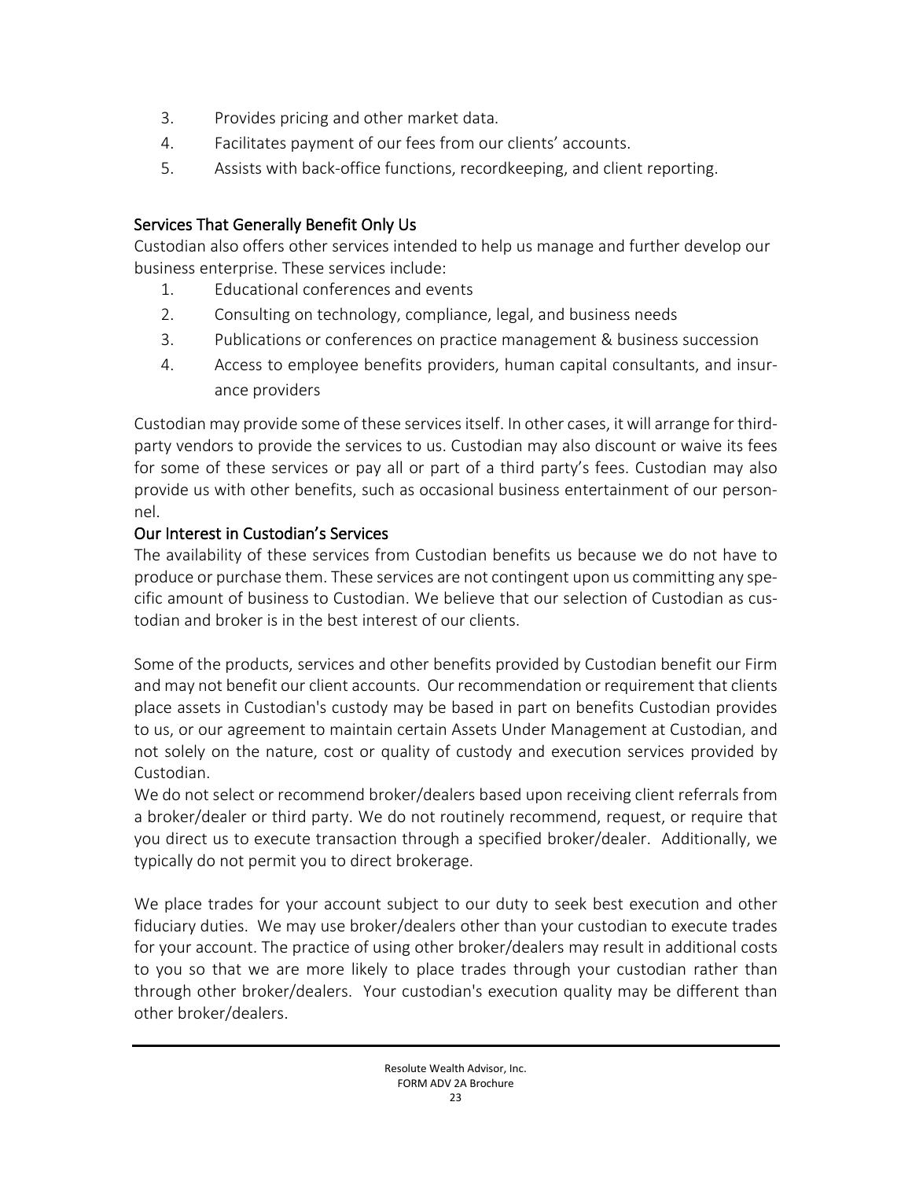3. Provides pricing and other market data.
4. Facilitates payment of our fees from our clients' accounts.
5. Assists with back-office functions, recordkeeping, and client reporting.

### Services That Generally Benefit Only Us

Custodian also offers other services intended to help us manage and further develop our business enterprise. These services include:

1. Educational conferences and events
2. Consulting on technology, compliance, legal, and business needs
3. Publications or conferences on practice management & business succession
4. Access to employee benefits providers, human capital consultants, and insurance providers

Custodian may provide some of these services itself. In other cases, it will arrange for third-party vendors to provide the services to us. Custodian may also discount or waive its fees for some of these services or pay all or part of a third party's fees. Custodian may also provide us with other benefits, such as occasional business entertainment of our personnel.

### Our Interest in Custodian's Services

The availability of these services from Custodian benefits us because we do not have to produce or purchase them. These services are not contingent upon us committing any specific amount of business to Custodian. We believe that our selection of Custodian as custodian and broker is in the best interest of our clients.

Some of the products, services and other benefits provided by Custodian benefit our Firm and may not benefit our client accounts. Our recommendation or requirement that clients place assets in Custodian's custody may be based in part on benefits Custodian provides to us, or our agreement to maintain certain Assets Under Management at Custodian, and not solely on the nature, cost or quality of custody and execution services provided by Custodian.

We do not select or recommend broker/dealers based upon receiving client referrals from a broker/dealer or third party. We do not routinely recommend, request, or require that you direct us to execute transaction through a specified broker/dealer. Additionally, we typically do not permit you to direct brokerage.

We place trades for your account subject to our duty to seek best execution and other fiduciary duties. We may use broker/dealers other than your custodian to execute trades for your account. The practice of using other broker/dealers may result in additional costs to you so that we are more likely to place trades through your custodian rather than through other broker/dealers. Your custodian's execution quality may be different than other broker/dealers.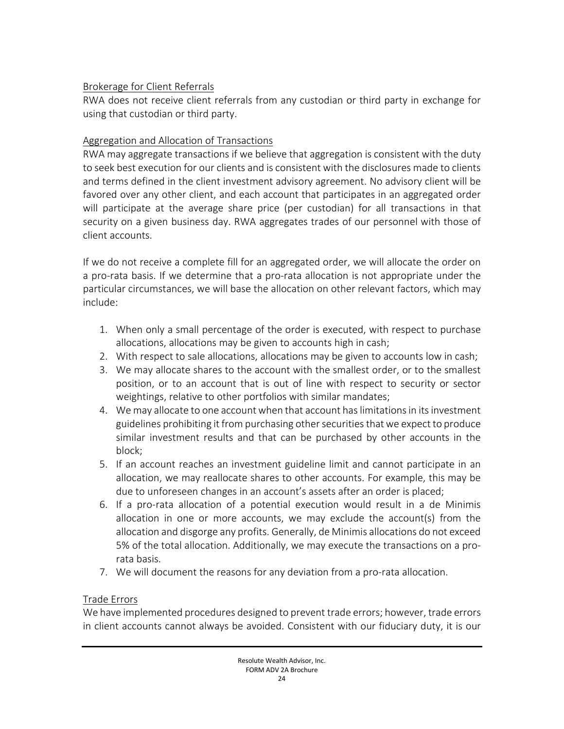### Brokerage for Client Referrals

RWA does not receive client referrals from any custodian or third party in exchange for using that custodian or third party.

### Aggregation and Allocation of Transactions

RWA may aggregate transactions if we believe that aggregation is consistent with the duty to seek best execution for our clients and is consistent with the disclosures made to clients and terms defined in the client investment advisory agreement. No advisory client will be favored over any other client, and each account that participates in an aggregated order will participate at the average share price (per custodian) for all transactions in that security on a given business day. RWA aggregates trades of our personnel with those of client accounts.

If we do not receive a complete fill for an aggregated order, we will allocate the order on a pro-rata basis. If we determine that a pro-rata allocation is not appropriate under the particular circumstances, we will base the allocation on other relevant factors, which may include:

1. When only a small percentage of the order is executed, with respect to purchase allocations, allocations may be given to accounts high in cash;
2. With respect to sale allocations, allocations may be given to accounts low in cash;
3. We may allocate shares to the account with the smallest order, or to the smallest position, or to an account that is out of line with respect to security or sector weightings, relative to other portfolios with similar mandates;
4. We may allocate to one account when that account has limitations in its investment guidelines prohibiting it from purchasing other securities that we expect to produce similar investment results and that can be purchased by other accounts in the block;
5. If an account reaches an investment guideline limit and cannot participate in an allocation, we may reallocate shares to other accounts. For example, this may be due to unforeseen changes in an account's assets after an order is placed;
6. If a pro-rata allocation of a potential execution would result in a de Minimis allocation in one or more accounts, we may exclude the account(s) from the allocation and disgorge any profits. Generally, de Minimis allocations do not exceed 5% of the total allocation. Additionally, we may execute the transactions on a pro-rata basis.
7. We will document the reasons for any deviation from a pro-rata allocation.

### Trade Errors

We have implemented procedures designed to prevent trade errors; however, trade errors in client accounts cannot always be avoided. Consistent with our fiduciary duty, it is our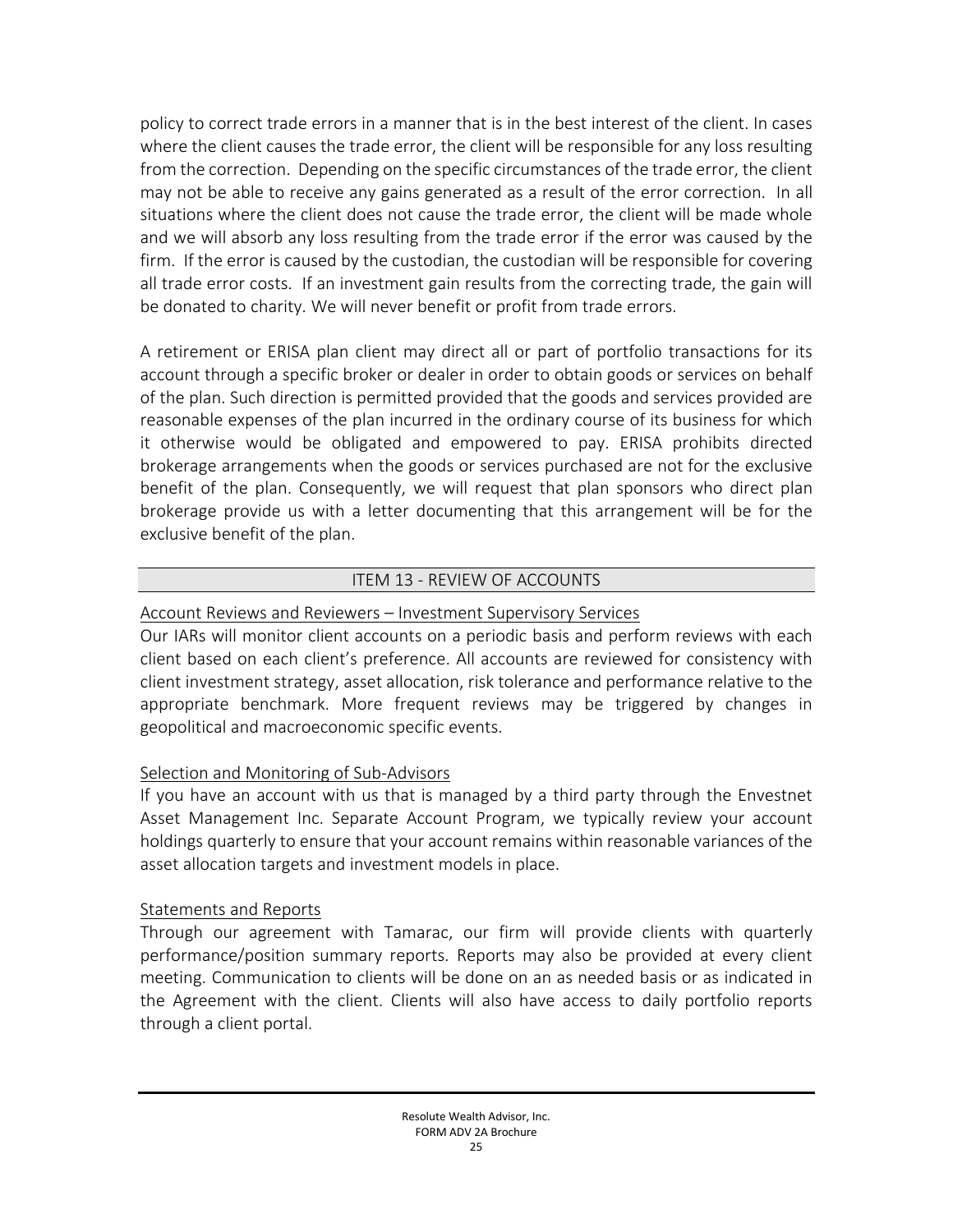policy to correct trade errors in a manner that is in the best interest of the client. In cases where the client causes the trade error, the client will be responsible for any loss resulting from the correction. Depending on the specific circumstances of the trade error, the client may not be able to receive any gains generated as a result of the error correction. In all situations where the client does not cause the trade error, the client will be made whole and we will absorb any loss resulting from the trade error if the error was caused by the firm. If the error is caused by the custodian, the custodian will be responsible for covering all trade error costs. If an investment gain results from the correcting trade, the gain will be donated to charity. We will never benefit or profit from trade errors.

A retirement or ERISA plan client may direct all or part of portfolio transactions for its account through a specific broker or dealer in order to obtain goods or services on behalf of the plan. Such direction is permitted provided that the goods and services provided are reasonable expenses of the plan incurred in the ordinary course of its business for which it otherwise would be obligated and empowered to pay. ERISA prohibits directed brokerage arrangements when the goods or services purchased are not for the exclusive benefit of the plan. Consequently, we will request that plan sponsors who direct plan brokerage provide us with a letter documenting that this arrangement will be for the exclusive benefit of the plan.

## ITEM 13 - REVIEW OF ACCOUNTS

Account Reviews and Reviewers – Investment Supervisory Services

Our IARs will monitor client accounts on a periodic basis and perform reviews with each client based on each client's preference. All accounts are reviewed for consistency with client investment strategy, asset allocation, risk tolerance and performance relative to the appropriate benchmark. More frequent reviews may be triggered by changes in geopolitical and macroeconomic specific events.

Selection and Monitoring of Sub-Advisors

If you have an account with us that is managed by a third party through the Envestnet Asset Management Inc. Separate Account Program, we typically review your account holdings quarterly to ensure that your account remains within reasonable variances of the asset allocation targets and investment models in place.

Statements and Reports

Through our agreement with Tamarac, our firm will provide clients with quarterly performance/position summary reports. Reports may also be provided at every client meeting. Communication to clients will be done on an as needed basis or as indicated in the Agreement with the client. Clients will also have access to daily portfolio reports through a client portal.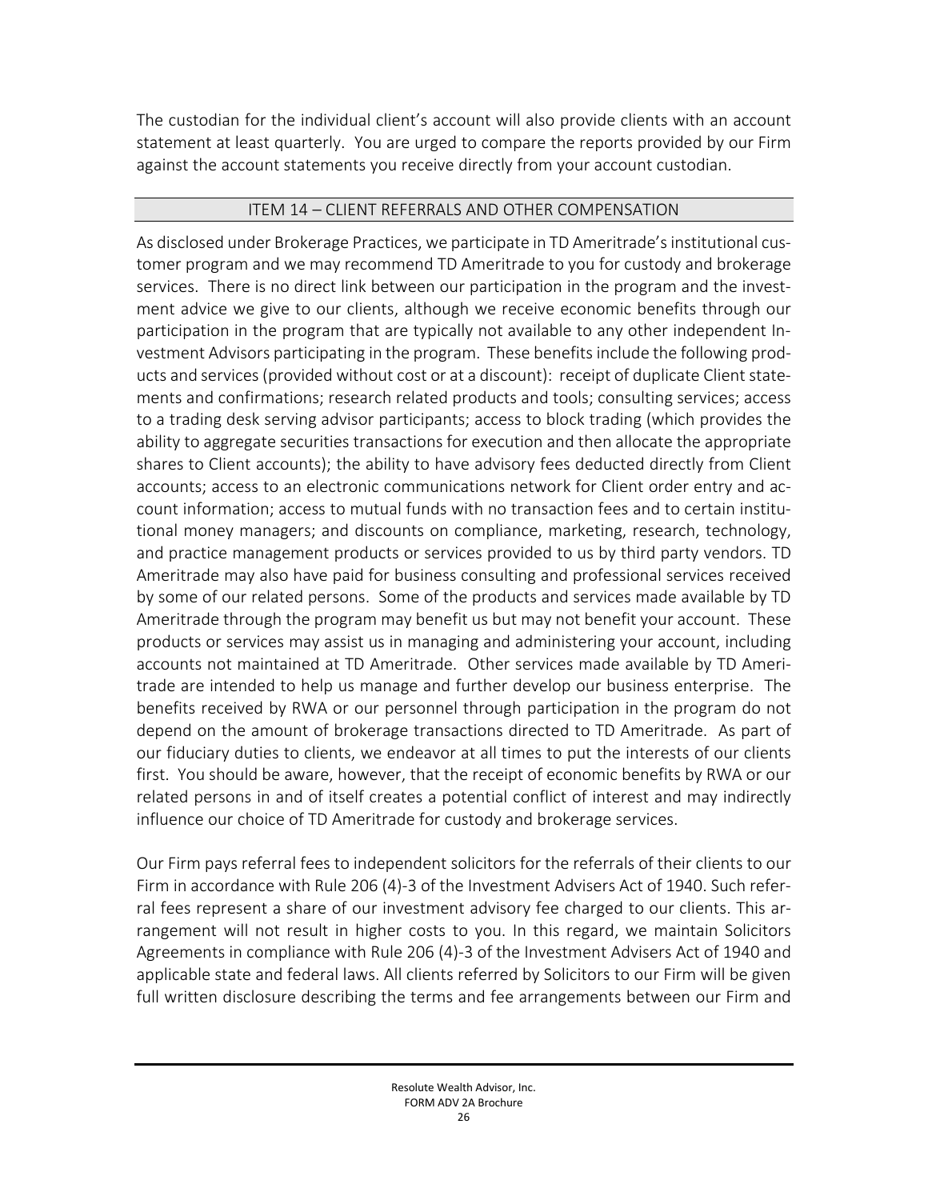The custodian for the individual client's account will also provide clients with an account statement at least quarterly. You are urged to compare the reports provided by our Firm against the account statements you receive directly from your account custodian.

## ITEM 14 – CLIENT REFERRALS AND OTHER COMPENSATION

As disclosed under Brokerage Practices, we participate in TD Ameritrade's institutional customer program and we may recommend TD Ameritrade to you for custody and brokerage services. There is no direct link between our participation in the program and the investment advice we give to our clients, although we receive economic benefits through our participation in the program that are typically not available to any other independent Investment Advisors participating in the program. These benefits include the following products and services (provided without cost or at a discount): receipt of duplicate Client statements and confirmations; research related products and tools; consulting services; access to a trading desk serving advisor participants; access to block trading (which provides the ability to aggregate securities transactions for execution and then allocate the appropriate shares to Client accounts); the ability to have advisory fees deducted directly from Client accounts; access to an electronic communications network for Client order entry and account information; access to mutual funds with no transaction fees and to certain institutional money managers; and discounts on compliance, marketing, research, technology, and practice management products or services provided to us by third party vendors. TD Ameritrade may also have paid for business consulting and professional services received by some of our related persons. Some of the products and services made available by TD Ameritrade through the program may benefit us but may not benefit your account. These products or services may assist us in managing and administering your account, including accounts not maintained at TD Ameritrade. Other services made available by TD Ameritrade are intended to help us manage and further develop our business enterprise. The benefits received by RWA or our personnel through participation in the program do not depend on the amount of brokerage transactions directed to TD Ameritrade. As part of our fiduciary duties to clients, we endeavor at all times to put the interests of our clients first. You should be aware, however, that the receipt of economic benefits by RWA or our related persons in and of itself creates a potential conflict of interest and may indirectly influence our choice of TD Ameritrade for custody and brokerage services.

Our Firm pays referral fees to independent solicitors for the referrals of their clients to our Firm in accordance with Rule 206 (4)-3 of the Investment Advisers Act of 1940. Such referral fees represent a share of our investment advisory fee charged to our clients. This arrangement will not result in higher costs to you. In this regard, we maintain Solicitors Agreements in compliance with Rule 206 (4)-3 of the Investment Advisers Act of 1940 and applicable state and federal laws. All clients referred by Solicitors to our Firm will be given full written disclosure describing the terms and fee arrangements between our Firm and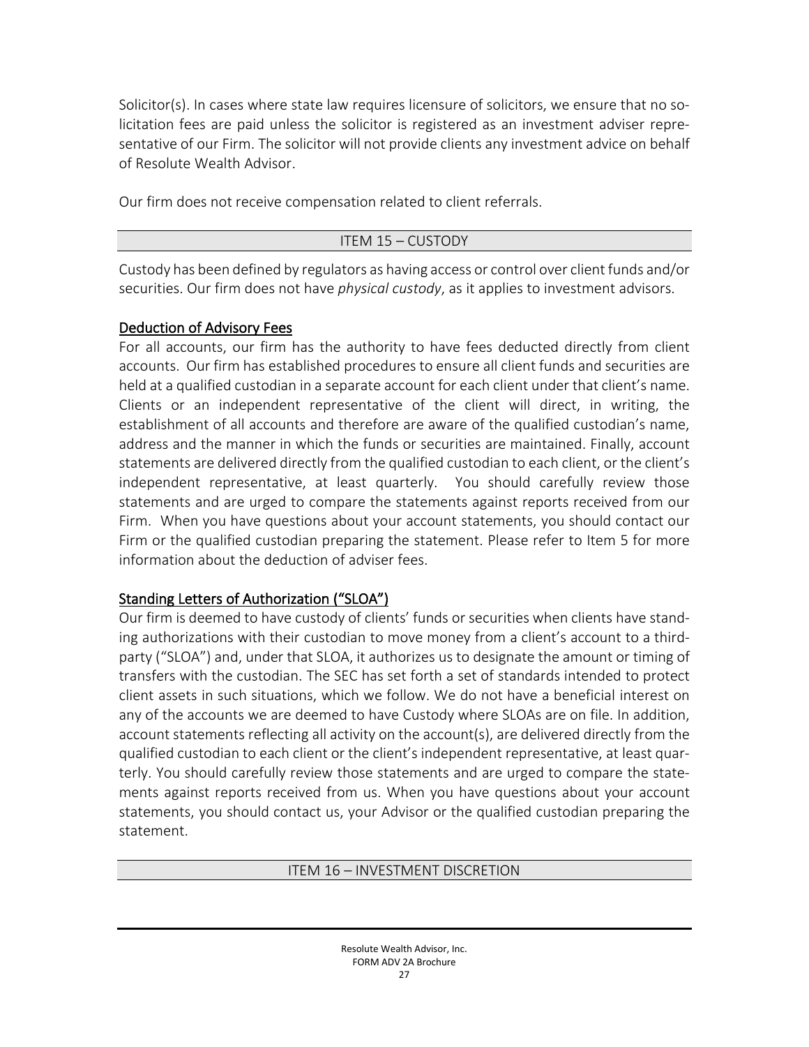Solicitor(s). In cases where state law requires licensure of solicitors, we ensure that no solicitation fees are paid unless the solicitor is registered as an investment adviser representative of our Firm. The solicitor will not provide clients any investment advice on behalf of Resolute Wealth Advisor.

Our firm does not receive compensation related to client referrals.

## ITEM 15 – CUSTODY

Custody has been defined by regulators as having access or control over client funds and/or securities. Our firm does not have *physical custody*, as it applies to investment advisors.

### Deduction of Advisory Fees

For all accounts, our firm has the authority to have fees deducted directly from client accounts. Our firm has established procedures to ensure all client funds and securities are held at a qualified custodian in a separate account for each client under that client's name. Clients or an independent representative of the client will direct, in writing, the establishment of all accounts and therefore are aware of the qualified custodian's name, address and the manner in which the funds or securities are maintained. Finally, account statements are delivered directly from the qualified custodian to each client, or the client's independent representative, at least quarterly. You should carefully review those statements and are urged to compare the statements against reports received from our Firm. When you have questions about your account statements, you should contact our Firm or the qualified custodian preparing the statement. Please refer to Item 5 for more information about the deduction of adviser fees.

### Standing Letters of Authorization ("SLOA")

Our firm is deemed to have custody of clients' funds or securities when clients have standing authorizations with their custodian to move money from a client's account to a third-party ("SLOA") and, under that SLOA, it authorizes us to designate the amount or timing of transfers with the custodian. The SEC has set forth a set of standards intended to protect client assets in such situations, which we follow. We do not have a beneficial interest on any of the accounts we are deemed to have Custody where SLOAs are on file. In addition, account statements reflecting all activity on the account(s), are delivered directly from the qualified custodian to each client or the client's independent representative, at least quarterly. You should carefully review those statements and are urged to compare the statements against reports received from us. When you have questions about your account statements, you should contact us, your Advisor or the qualified custodian preparing the statement.

## ITEM 16 – INVESTMENT DISCRETION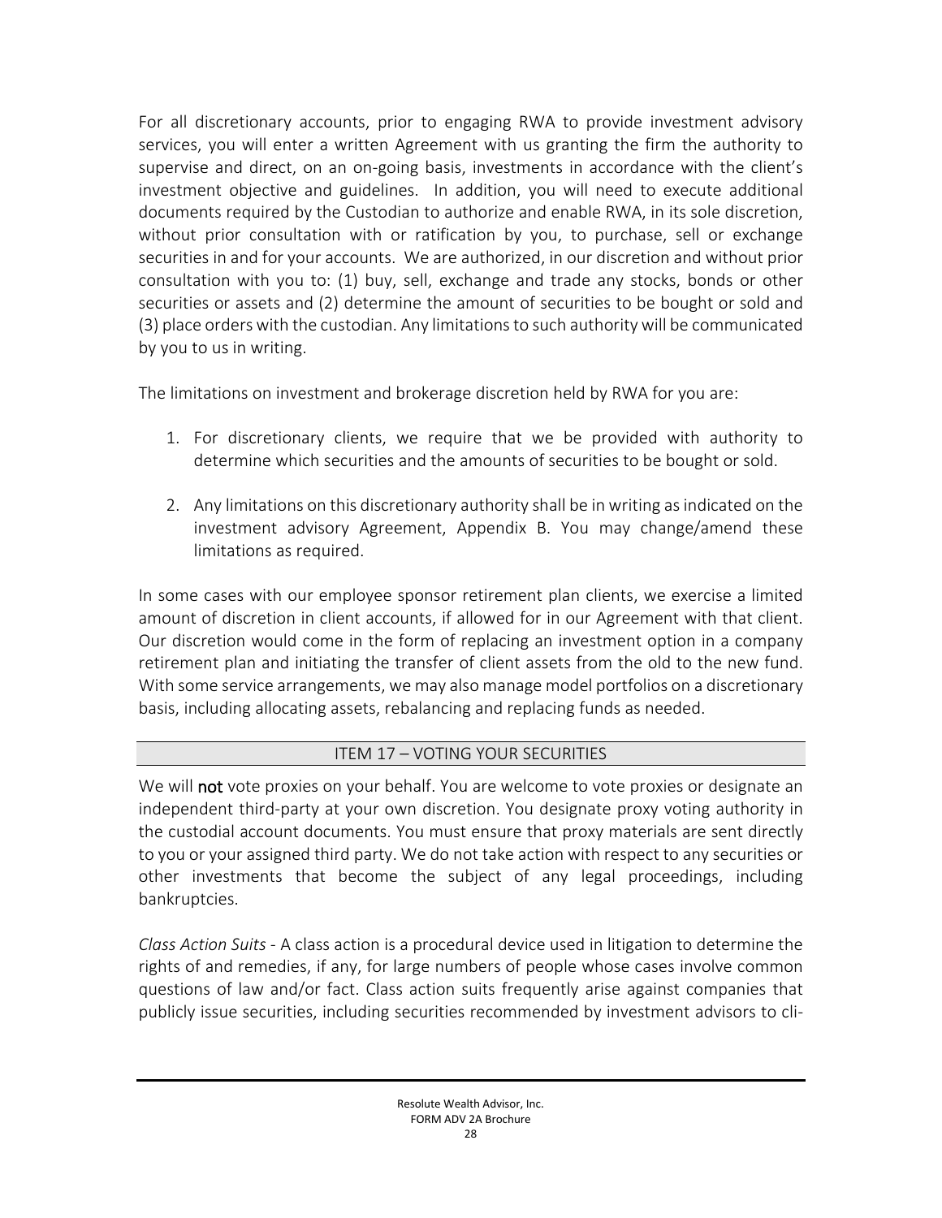For all discretionary accounts, prior to engaging RWA to provide investment advisory services, you will enter a written Agreement with us granting the firm the authority to supervise and direct, on an on-going basis, investments in accordance with the client's investment objective and guidelines. In addition, you will need to execute additional documents required by the Custodian to authorize and enable RWA, in its sole discretion, without prior consultation with or ratification by you, to purchase, sell or exchange securities in and for your accounts. We are authorized, in our discretion and without prior consultation with you to: (1) buy, sell, exchange and trade any stocks, bonds or other securities or assets and (2) determine the amount of securities to be bought or sold and (3) place orders with the custodian. Any limitations to such authority will be communicated by you to us in writing.

The limitations on investment and brokerage discretion held by RWA for you are:

1. For discretionary clients, we require that we be provided with authority to determine which securities and the amounts of securities to be bought or sold.

2. Any limitations on this discretionary authority shall be in writing as indicated on the investment advisory Agreement, Appendix B. You may change/amend these limitations as required.

In some cases with our employee sponsor retirement plan clients, we exercise a limited amount of discretion in client accounts, if allowed for in our Agreement with that client. Our discretion would come in the form of replacing an investment option in a company retirement plan and initiating the transfer of client assets from the old to the new fund. With some service arrangements, we may also manage model portfolios on a discretionary basis, including allocating assets, rebalancing and replacing funds as needed.

## ITEM 17 – VOTING YOUR SECURITIES

We will **not** vote proxies on your behalf. You are welcome to vote proxies or designate an independent third-party at your own discretion. You designate proxy voting authority in the custodial account documents. You must ensure that proxy materials are sent directly to you or your assigned third party. We do not take action with respect to any securities or other investments that become the subject of any legal proceedings, including bankruptcies.

*Class Action Suits* - A class action is a procedural device used in litigation to determine the rights of and remedies, if any, for large numbers of people whose cases involve common questions of law and/or fact. Class action suits frequently arise against companies that publicly issue securities, including securities recommended by investment advisors to cli-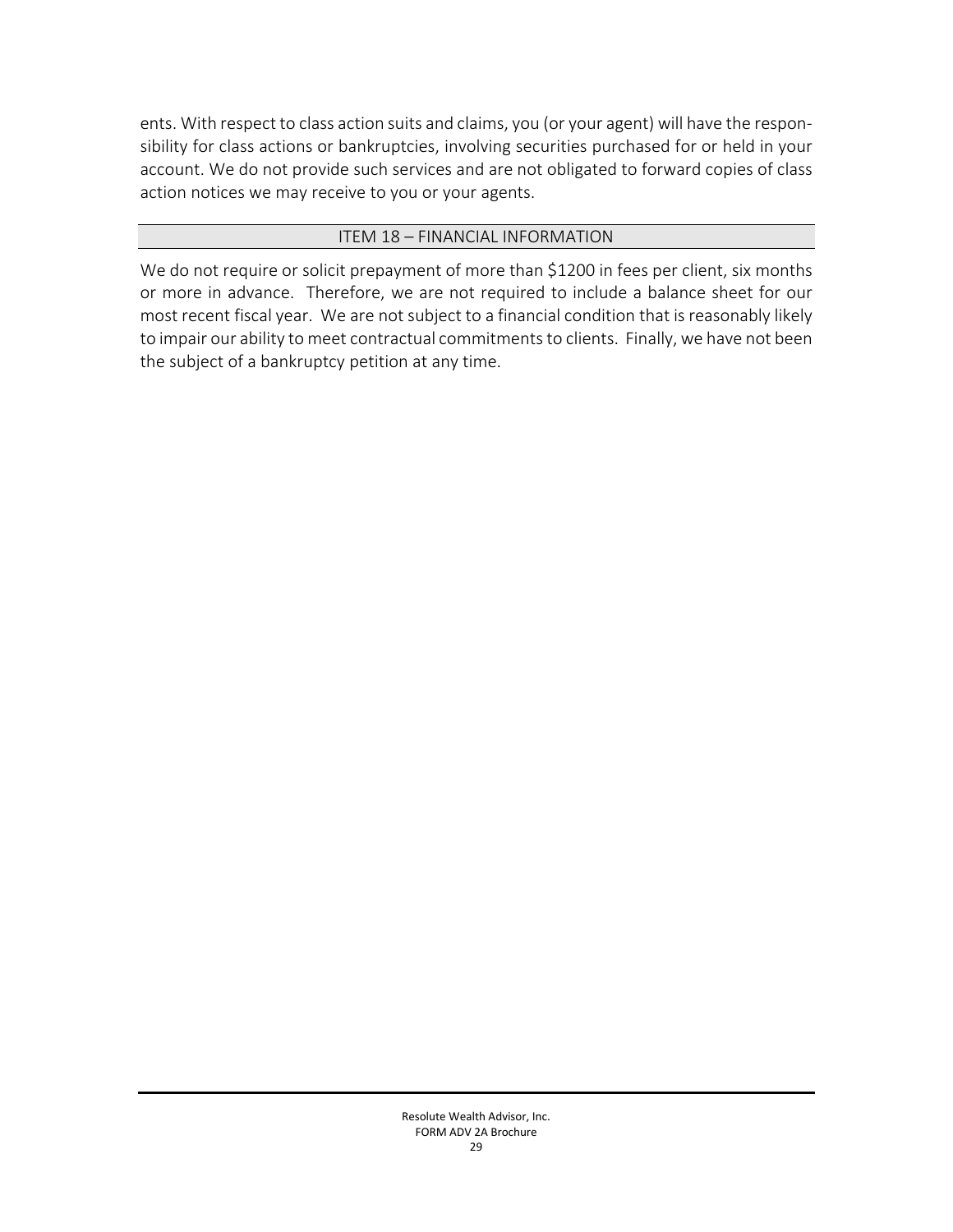ents. With respect to class action suits and claims, you (or your agent) will have the responsibility for class actions or bankruptcies, involving securities purchased for or held in your account. We do not provide such services and are not obligated to forward copies of class action notices we may receive to you or your agents.

## ITEM 18 – FINANCIAL INFORMATION

We do not require or solicit prepayment of more than $1200 in fees per client, six months or more in advance. Therefore, we are not required to include a balance sheet for our most recent fiscal year. We are not subject to a financial condition that is reasonably likely to impair our ability to meet contractual commitments to clients. Finally, we have not been the subject of a bankruptcy petition at any time.